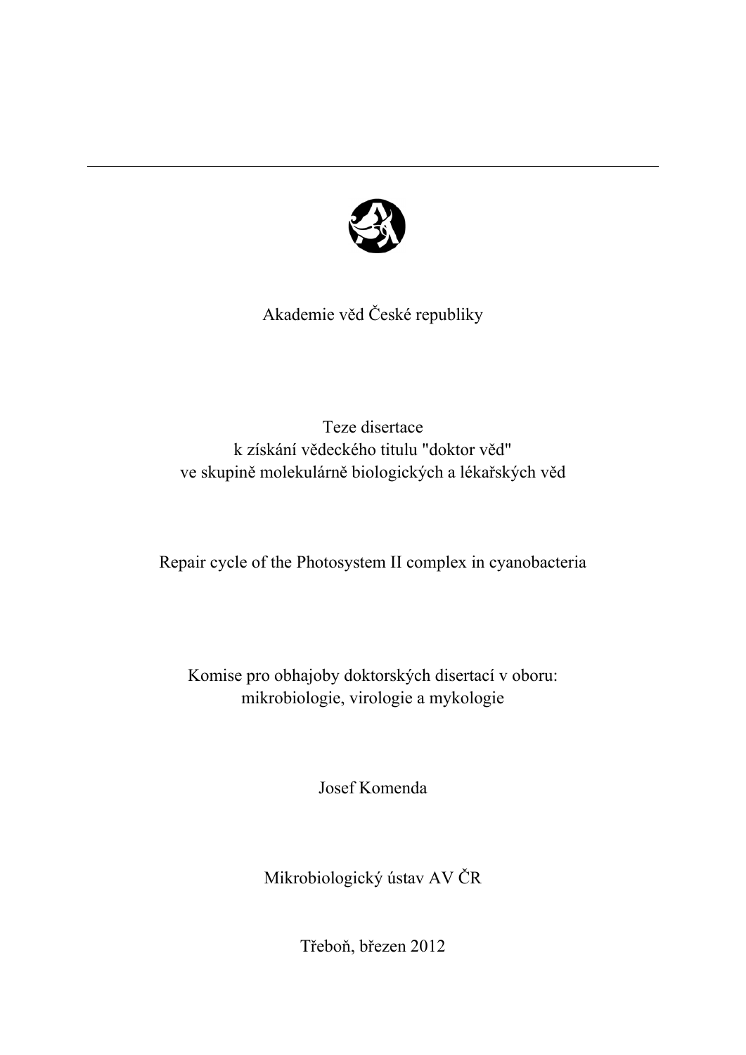---

Akademie věd České republiky

Teze disertace
k získání vědeckého titulu "doktor věd"
ve skupině molekulárně biologických a lékařských věd

# Repair cycle of the Photosystem II complex in cyanobacteria

Komise pro obhajoby doktorských disertací v oboru:
mikrobiologie, virologie a mykologie

Josef Komenda

Mikrobiologický ústav AV ČR

Třeboň, březen 2012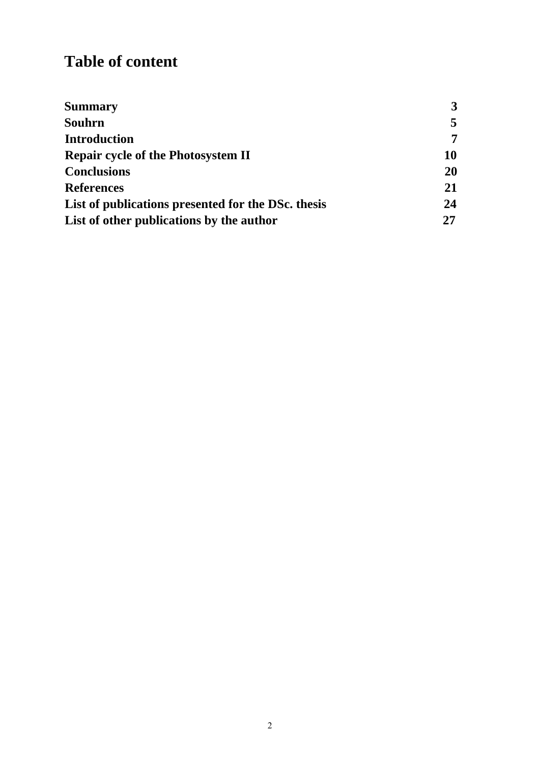# Table of content

| | |
|---|---|
| **Summary** | **3** |
| **Souhrn** | **5** |
| **Introduction** | **7** |
| **Repair cycle of the Photosystem II** | **10** |
| **Conclusions** | **20** |
| **References** | **21** |
| **List of publications presented for the DSc. thesis** | **24** |
| **List of other publications by the author** | **27** |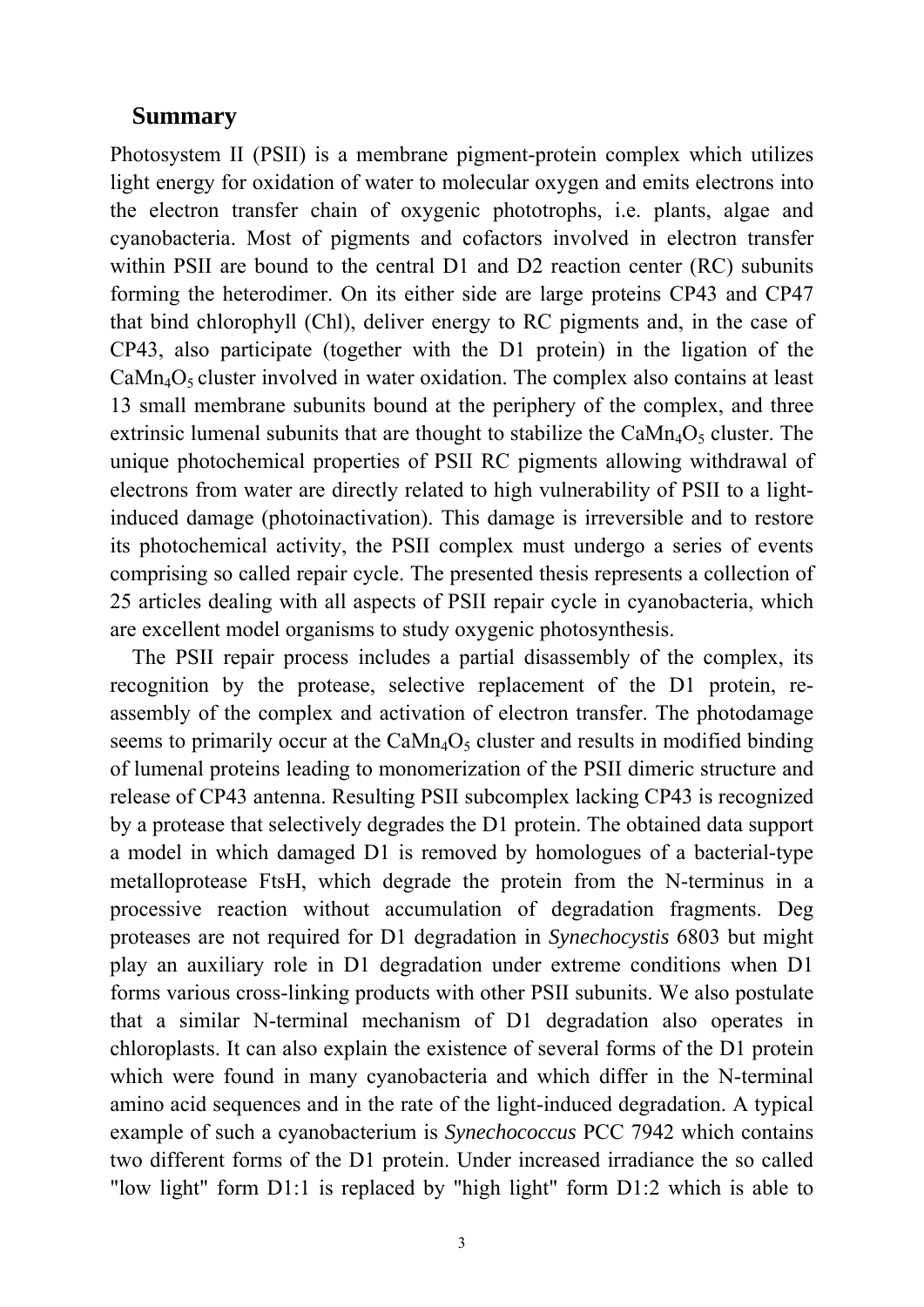## Summary

Photosystem II (PSII) is a membrane pigment-protein complex which utilizes light energy for oxidation of water to molecular oxygen and emits electrons into the electron transfer chain of oxygenic phototrophs, i.e. plants, algae and cyanobacteria. Most of pigments and cofactors involved in electron transfer within PSII are bound to the central D1 and D2 reaction center (RC) subunits forming the heterodimer. On its either side are large proteins CP43 and CP47 that bind chlorophyll (Chl), deliver energy to RC pigments and, in the case of CP43, also participate (together with the D1 protein) in the ligation of the $CaMn_4O_5$ cluster involved in water oxidation. The complex also contains at least 13 small membrane subunits bound at the periphery of the complex, and three extrinsic lumenal subunits that are thought to stabilize the $CaMn_4O_5$ cluster. The unique photochemical properties of PSII RC pigments allowing withdrawal of electrons from water are directly related to high vulnerability of PSII to a light-induced damage (photoinactivation). This damage is irreversible and to restore its photochemical activity, the PSII complex must undergo a series of events comprising so called repair cycle. The presented thesis represents a collection of 25 articles dealing with all aspects of PSII repair cycle in cyanobacteria, which are excellent model organisms to study oxygenic photosynthesis.

The PSII repair process includes a partial disassembly of the complex, its recognition by the protease, selective replacement of the D1 protein, re-assembly of the complex and activation of electron transfer. The photodamage seems to primarily occur at the $CaMn_4O_5$ cluster and results in modified binding of lumenal proteins leading to monomerization of the PSII dimeric structure and release of CP43 antenna. Resulting PSII subcomplex lacking CP43 is recognized by a protease that selectively degrades the D1 protein. The obtained data support a model in which damaged D1 is removed by homologues of a bacterial-type metalloprotease FtsH, which degrade the protein from the N-terminus in a processive reaction without accumulation of degradation fragments. Deg proteases are not required for D1 degradation in *Synechocystis* 6803 but might play an auxiliary role in D1 degradation under extreme conditions when D1 forms various cross-linking products with other PSII subunits. We also postulate that a similar N-terminal mechanism of D1 degradation also operates in chloroplasts. It can also explain the existence of several forms of the D1 protein which were found in many cyanobacteria and which differ in the N-terminal amino acid sequences and in the rate of the light-induced degradation. A typical example of such a cyanobacterium is *Synechococcus* PCC 7942 which contains two different forms of the D1 protein. Under increased irradiance the so called "low light" form D1:1 is replaced by "high light" form D1:2 which is able to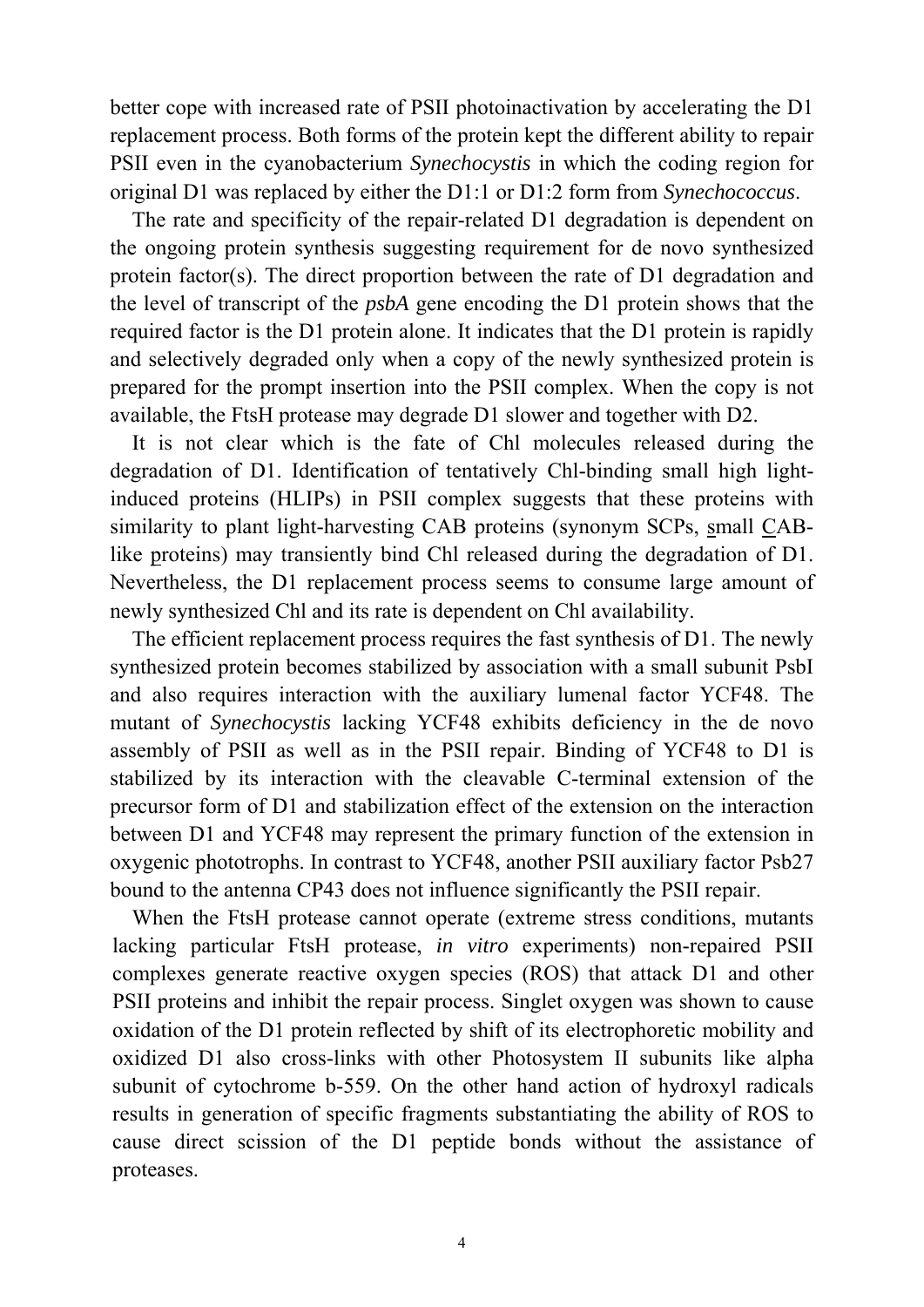better cope with increased rate of PSII photoinactivation by accelerating the D1 replacement process. Both forms of the protein kept the different ability to repair PSII even in the cyanobacterium *Synechocystis* in which the coding region for original D1 was replaced by either the D1:1 or D1:2 form from *Synechococcus*.

The rate and specificity of the repair-related D1 degradation is dependent on the ongoing protein synthesis suggesting requirement for de novo synthesized protein factor(s). The direct proportion between the rate of D1 degradation and the level of transcript of the *psbA* gene encoding the D1 protein shows that the required factor is the D1 protein alone. It indicates that the D1 protein is rapidly and selectively degraded only when a copy of the newly synthesized protein is prepared for the prompt insertion into the PSII complex. When the copy is not available, the FtsH protease may degrade D1 slower and together with D2.

It is not clear which is the fate of Chl molecules released during the degradation of D1. Identification of tentatively Chl-binding small high light-induced proteins (HLIPs) in PSII complex suggests that these proteins with similarity to plant light-harvesting CAB proteins (synonym SCPs, small CAB-like proteins) may transiently bind Chl released during the degradation of D1. Nevertheless, the D1 replacement process seems to consume large amount of newly synthesized Chl and its rate is dependent on Chl availability.

The efficient replacement process requires the fast synthesis of D1. The newly synthesized protein becomes stabilized by association with a small subunit PsbI and also requires interaction with the auxiliary lumenal factor YCF48. The mutant of *Synechocystis* lacking YCF48 exhibits deficiency in the de novo assembly of PSII as well as in the PSII repair. Binding of YCF48 to D1 is stabilized by its interaction with the cleavable C-terminal extension of the precursor form of D1 and stabilization effect of the extension on the interaction between D1 and YCF48 may represent the primary function of the extension in oxygenic phototrophs. In contrast to YCF48, another PSII auxiliary factor Psb27 bound to the antenna CP43 does not influence significantly the PSII repair.

When the FtsH protease cannot operate (extreme stress conditions, mutants lacking particular FtsH protease, *in vitro* experiments) non-repaired PSII complexes generate reactive oxygen species (ROS) that attack D1 and other PSII proteins and inhibit the repair process. Singlet oxygen was shown to cause oxidation of the D1 protein reflected by shift of its electrophoretic mobility and oxidized D1 also cross-links with other Photosystem II subunits like alpha subunit of cytochrome b-559. On the other hand action of hydroxyl radicals results in generation of specific fragments substantiating the ability of ROS to cause direct scission of the D1 peptide bonds without the assistance of proteases.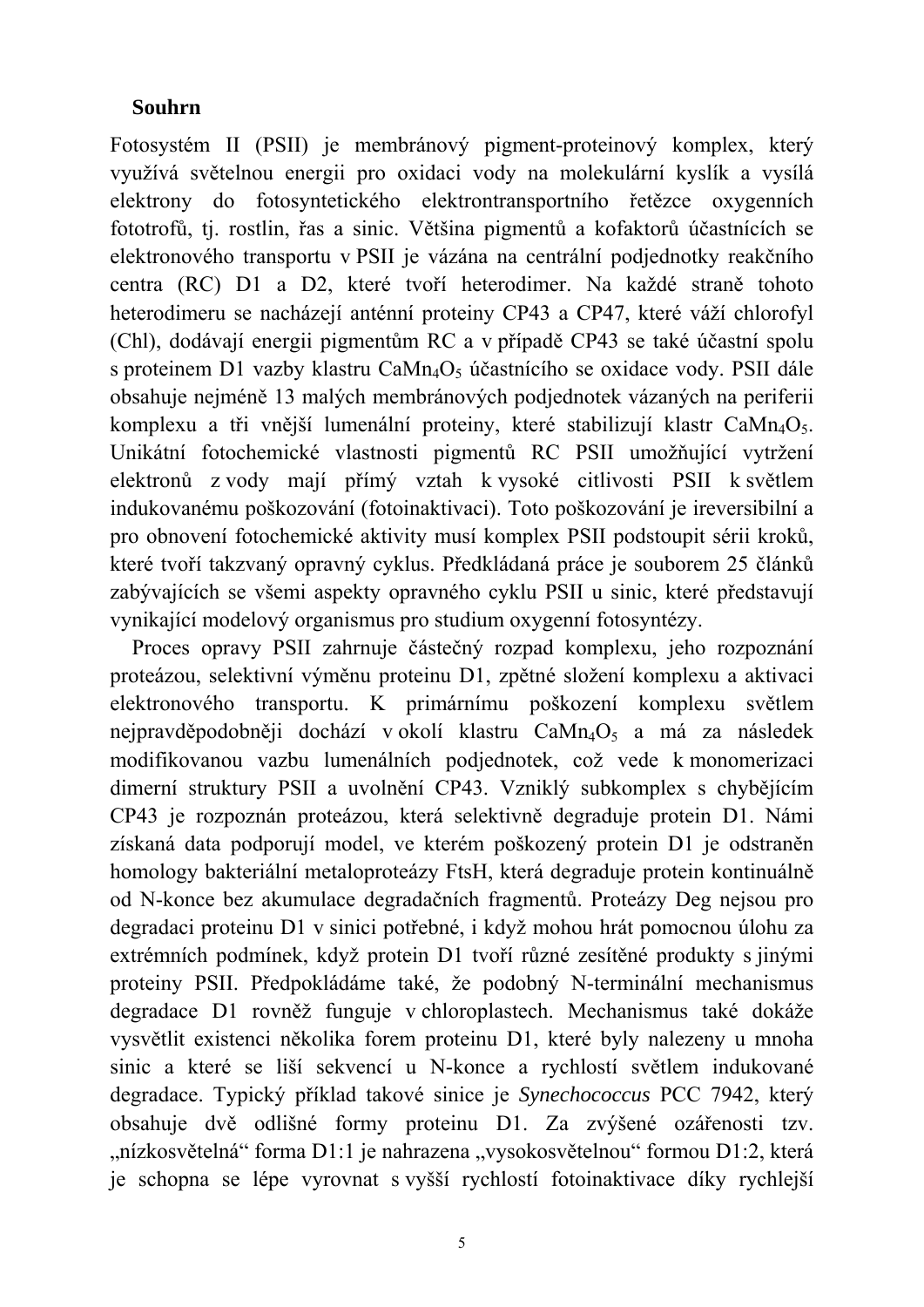**Souhrn**

Fotosystém II (PSII) je membránový pigment-proteinový komplex, který využívá světelnou energii pro oxidaci vody na molekulární kyslík a vysílá elektrony do fotosyntetického elektrontransportního řetězce oxygenních fototrofů, tj. rostlin, řas a sinic. Většina pigmentů a kofaktorů účastnících se elektronového transportu v PSII je vázána na centrální podjednotky reakčního centra (RC) D1 a D2, které tvoří heterodimer. Na každé straně tohoto heterodimeru se nacházejí anténní proteiny CP43 a CP47, které váží chlorofyl (Chl), dodávají energii pigmentům RC a v případě CP43 se také účastní spolu s proteinem D1 vazby klastru $CaMn_4O_5$ účastnícího se oxidace vody. PSII dále obsahuje nejméně 13 malých membránových podjednotek vázaných na periferii komplexu a tři vnější lumenální proteiny, které stabilizují klastr $CaMn_4O_5$. Unikátní fotochemické vlastnosti pigmentů RC PSII umožňující vytržení elektronů z vody mají přímý vztah k vysoké citlivosti PSII k světlem indukovanému poškozování (fotoinaktivaci). Toto poškozování je ireversibilní a pro obnovení fotochemické aktivity musí komplex PSII podstoupit sérii kroků, které tvoří takzvaný opravný cyklus. Předkládaná práce je souborem 25 článků zabývajících se všemi aspekty opravného cyklu PSII u sinic, které představují vynikající modelový organismus pro studium oxygenní fotosyntézy.

Proces opravy PSII zahrnuje částečný rozpad komplexu, jeho rozpoznání proteázou, selektivní výměnu proteinu D1, zpětné složení komplexu a aktivaci elektronového transportu. K primárnímu poškození komplexu světlem nejpravděpodobněji dochází v okolí klastru $CaMn_4O_5$ a má za následek modifikovanou vazbu lumenálních podjednotek, což vede k monomerizaci dimerní struktury PSII a uvolnění CP43. Vzniklý subkomplex s chybějícím CP43 je rozpoznán proteázou, která selektivně degraduje protein D1. Námi získaná data podporují model, ve kterém poškozený protein D1 je odstraněn homology bakteriální metaloproteázy FtsH, která degraduje protein kontinuálně od N-konce bez akumulace degradačních fragmentů. Proteázy Deg nejsou pro degradaci proteinu D1 v sinici potřebné, i když mohou hrát pomocnou úlohu za extrémních podmínek, když protein D1 tvoří různé zesítěné produkty s jinými proteiny PSII. Předpokládáme také, že podobný N-terminální mechanismus degradace D1 rovněž funguje v chloroplastech. Mechanismus také dokáže vysvětlit existenci několika forem proteinu D1, které byly nalezeny u mnoha sinic a které se liší sekvencí u N-konce a rychlostí světlem indukované degradace. Typický příklad takové sinice je *Synechococcus* PCC 7942, který obsahuje dvě odlišné formy proteinu D1. Za zvýšené ozářenosti tzv. „nízkosvětelná“ forma D1:1 je nahrazena „vysokosvětelnou“ formou D1:2, která je schopna se lépe vyrovnat s vyšší rychlostí fotoinaktivace díky rychlejší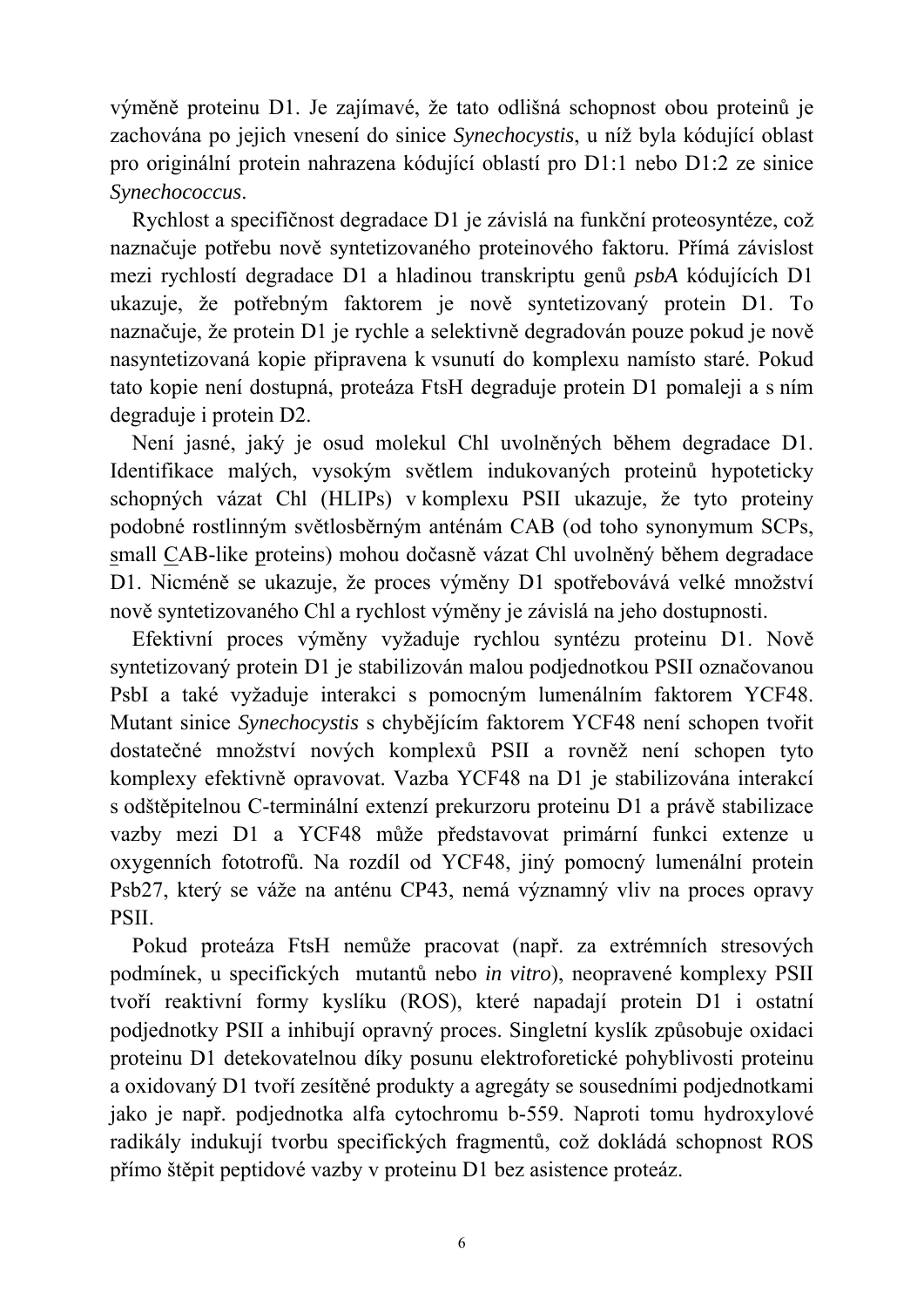výměně proteinu D1. Je zajímavé, že tato odlišná schopnost obou proteinů je zachována po jejich vnesení do sinice *Synechocystis*, u níž byla kódující oblast pro originální protein nahrazena kódující oblastí pro D1:1 nebo D1:2 ze sinice *Synechococcus*.

Rychlost a specifičnost degradace D1 je závislá na funkční proteosyntéze, což naznačuje potřebu nově syntetizovaného proteinového faktoru. Přímá závislost mezi rychlostí degradace D1 a hladinou transkriptu genů *psbA* kódujících D1 ukazuje, že potřebným faktorem je nově syntetizovaný protein D1. To naznačuje, že protein D1 je rychle a selektivně degradován pouze pokud je nově nasyntetizovaná kopie připravena k vsunutí do komplexu namísto staré. Pokud tato kopie není dostupná, proteáza FtsH degraduje protein D1 pomaleji a s ním degraduje i protein D2.

Není jasné, jaký je osud molekul Chl uvolněných během degradace D1. Identifikace malých, vysokým světlem indukovaných proteinů hypoteticky schopných vázat Chl (HLIPs) v komplexu PSII ukazuje, že tyto proteiny podobné rostlinným světlosběrným anténám CAB (od toho synonymum SCPs, small CAB-like proteins) mohou dočasně vázat Chl uvolněný během degradace D1. Nicméně se ukazuje, že proces výměny D1 spotřebovává velké množství nově syntetizovaného Chl a rychlost výměny je závislá na jeho dostupnosti.

Efektivní proces výměny vyžaduje rychlou syntézu proteinu D1. Nově syntetizovaný protein D1 je stabilizován malou podjednotkou PSII označovanou PsbI a také vyžaduje interakci s pomocným lumenálním faktorem YCF48. Mutant sinice *Synechocystis* s chybějícím faktorem YCF48 není schopen tvořit dostatečné množství nových komplexů PSII a rovněž není schopen tyto komplexy efektivně opravovat. Vazba YCF48 na D1 je stabilizována interakcí s odštěpitelnou C-terminální extenzí prekurzoru proteinu D1 a právě stabilizace vazby mezi D1 a YCF48 může představovat primární funkci extenze u oxygenních fototrofů. Na rozdíl od YCF48, jiný pomocný lumenální protein Psb27, který se váže na anténu CP43, nemá významný vliv na proces opravy PSII.

Pokud proteáza FtsH nemůže pracovat (např. za extrémních stresových podmínek, u specifických mutantů nebo *in vitro*), neopravené komplexy PSII tvoří reaktivní formy kyslíku (ROS), které napadají protein D1 i ostatní podjednotky PSII a inhibují opravný proces. Singletní kyslík způsobuje oxidaci proteinu D1 detekovatelnou díky posunu elektroforetické pohyblivosti proteinu a oxidovaný D1 tvoří zesítěné produkty a agregáty se sousedními podjednotkami jako je např. podjednotka alfa cytochromu b-559. Naproti tomu hydroxylové radikály indukují tvorbu specifických fragmentů, což dokládá schopnost ROS přímo štěpit peptidové vazby v proteinu D1 bez asistence proteáz.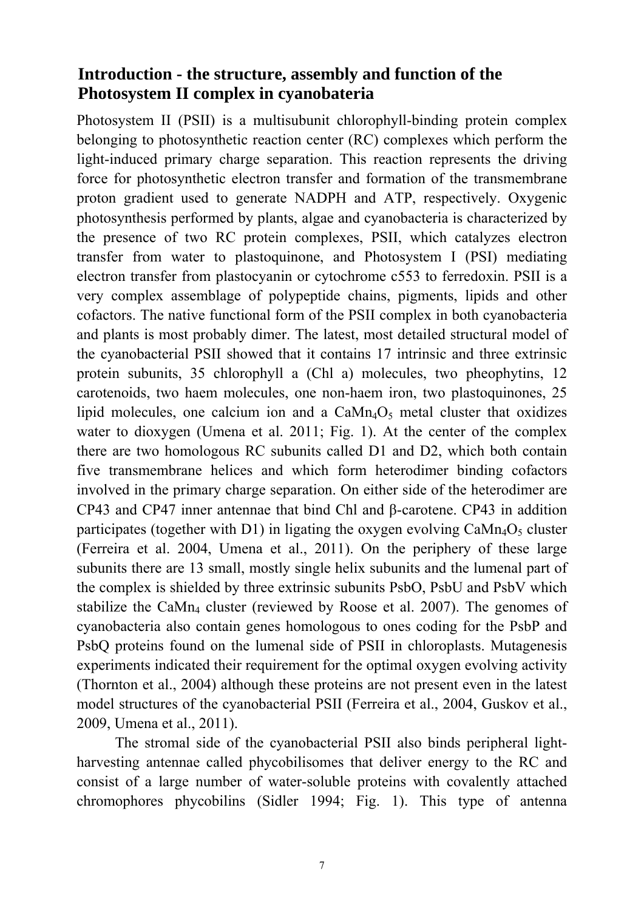## Introduction - the structure, assembly and function of the Photosystem II complex in cyanobateria

Photosystem II (PSII) is a multisubunit chlorophyll-binding protein complex belonging to photosynthetic reaction center (RC) complexes which perform the light-induced primary charge separation. This reaction represents the driving force for photosynthetic electron transfer and formation of the transmembrane proton gradient used to generate NADPH and ATP, respectively. Oxygenic photosynthesis performed by plants, algae and cyanobacteria is characterized by the presence of two RC protein complexes, PSII, which catalyzes electron transfer from water to plastoquinone, and Photosystem I (PSI) mediating electron transfer from plastocyanin or cytochrome c553 to ferredoxin. PSII is a very complex assemblage of polypeptide chains, pigments, lipids and other cofactors. The native functional form of the PSII complex in both cyanobacteria and plants is most probably dimer. The latest, most detailed structural model of the cyanobacterial PSII showed that it contains 17 intrinsic and three extrinsic protein subunits, 35 chlorophyll a (Chl a) molecules, two pheophytins, 12 carotenoids, two haem molecules, one non-haem iron, two plastoquinones, 25 lipid molecules, one calcium ion and a $CaMn_4O_5$ metal cluster that oxidizes water to dioxygen (Umena et al. 2011; Fig. 1). At the center of the complex there are two homologous RC subunits called D1 and D2, which both contain five transmembrane helices and which form heterodimer binding cofactors involved in the primary charge separation. On either side of the heterodimer are CP43 and CP47 inner antennae that bind Chl and β-carotene. CP43 in addition participates (together with D1) in ligating the oxygen evolving $CaMn_4O_5$ cluster (Ferreira et al. 2004, Umena et al., 2011). On the periphery of these large subunits there are 13 small, mostly single helix subunits and the lumenal part of the complex is shielded by three extrinsic subunits PsbO, PsbU and PsbV which stabilize the $CaMn_4$ cluster (reviewed by Roose et al. 2007). The genomes of cyanobacteria also contain genes homologous to ones coding for the PsbP and PsbQ proteins found on the lumenal side of PSII in chloroplasts. Mutagenesis experiments indicated their requirement for the optimal oxygen evolving activity (Thornton et al., 2004) although these proteins are not present even in the latest model structures of the cyanobacterial PSII (Ferreira et al., 2004, Guskov et al., 2009, Umena et al., 2011).

The stromal side of the cyanobacterial PSII also binds peripheral light-harvesting antennae called phycobilisomes that deliver energy to the RC and consist of a large number of water-soluble proteins with covalently attached chromophores phycobilins (Sidler 1994; Fig. 1). This type of antenna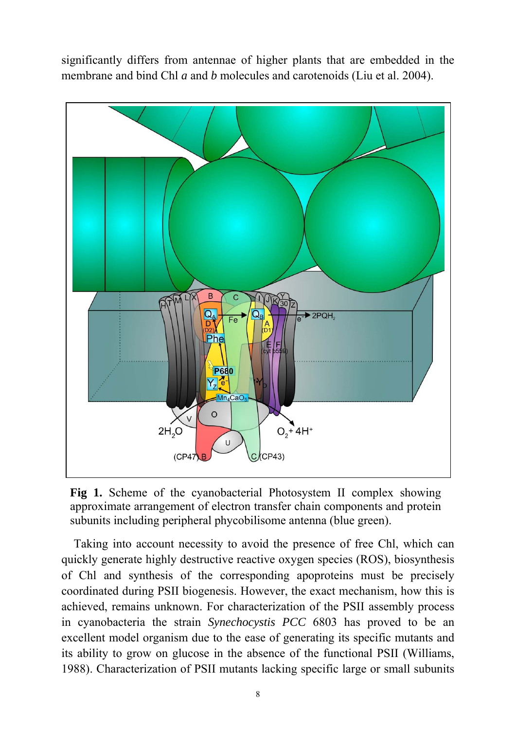significantly differs from antennae of higher plants that are embedded in the membrane and bind Chl *a* and *b* molecules and carotenoids (Liu et al. 2004).

**Fig 1.** Scheme of the cyanobacterial Photosystem II complex showing approximate arrangement of electron transfer chain components and protein subunits including peripheral phycobilisome antenna (blue green).

Taking into account necessity to avoid the presence of free Chl, which can quickly generate highly destructive reactive oxygen species (ROS), biosynthesis of Chl and synthesis of the corresponding apoproteins must be precisely coordinated during PSII biogenesis. However, the exact mechanism, how this is achieved, remains unknown. For characterization of the PSII assembly process in cyanobacteria the strain *Synechocystis PCC* 6803 has proved to be an excellent model organism due to the ease of generating its specific mutants and its ability to grow on glucose in the absence of the functional PSII (Williams, 1988). Characterization of PSII mutants lacking specific large or small subunits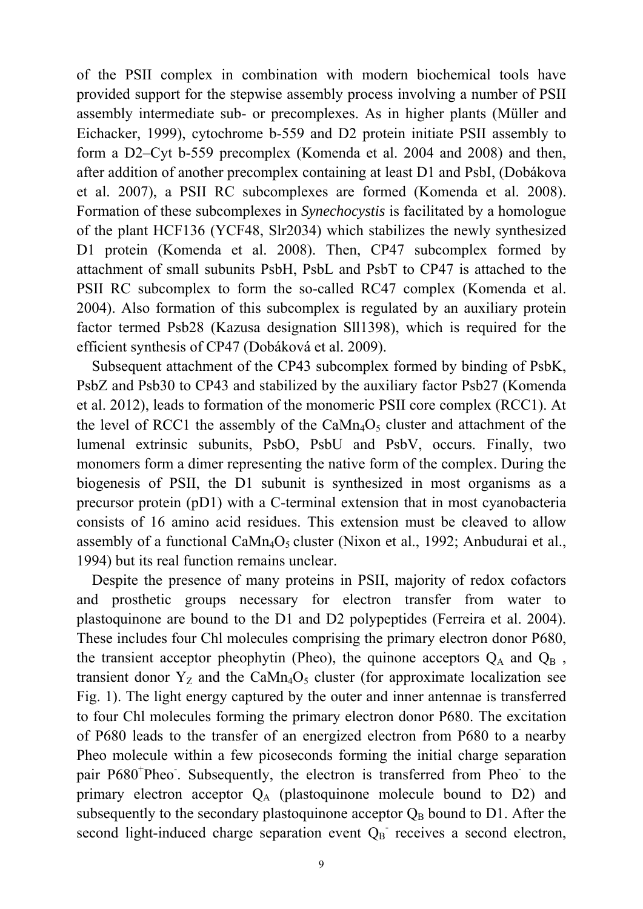of the PSII complex in combination with modern biochemical tools have provided support for the stepwise assembly process involving a number of PSII assembly intermediate sub- or precomplexes. As in higher plants (Müller and Eichacker, 1999), cytochrome b-559 and D2 protein initiate PSII assembly to form a D2–Cyt b-559 precomplex (Komenda et al. 2004 and 2008) and then, after addition of another precomplex containing at least D1 and PsbI, (Dobákova et al. 2007), a PSII RC subcomplexes are formed (Komenda et al. 2008). Formation of these subcomplexes in *Synechocystis* is facilitated by a homologue of the plant HCF136 (YCF48, Slr2034) which stabilizes the newly synthesized D1 protein (Komenda et al. 2008). Then, CP47 subcomplex formed by attachment of small subunits PsbH, PsbL and PsbT to CP47 is attached to the PSII RC subcomplex to form the so-called RC47 complex (Komenda et al. 2004). Also formation of this subcomplex is regulated by an auxiliary protein factor termed Psb28 (Kazusa designation Sll1398), which is required for the efficient synthesis of CP47 (Dobáková et al. 2009).

Subsequent attachment of the CP43 subcomplex formed by binding of PsbK, PsbZ and Psb30 to CP43 and stabilized by the auxiliary factor Psb27 (Komenda et al. 2012), leads to formation of the monomeric PSII core complex (RCC1). At the level of RCC1 the assembly of the $CaMn_4O_5$ cluster and attachment of the lumenal extrinsic subunits, PsbO, PsbU and PsbV, occurs. Finally, two monomers form a dimer representing the native form of the complex. During the biogenesis of PSII, the D1 subunit is synthesized in most organisms as a precursor protein (pD1) with a C-terminal extension that in most cyanobacteria consists of 16 amino acid residues. This extension must be cleaved to allow assembly of a functional $CaMn_4O_5$ cluster (Nixon et al., 1992; Anbudurai et al., 1994) but its real function remains unclear.

Despite the presence of many proteins in PSII, majority of redox cofactors and prosthetic groups necessary for electron transfer from water to plastoquinone are bound to the D1 and D2 polypeptides (Ferreira et al. 2004). These includes four Chl molecules comprising the primary electron donor P680, the transient acceptor pheophytin (Pheo), the quinone acceptors $Q_A$ and $Q_B$ , transient donor $Y_Z$ and the $CaMn_4O_5$ cluster (for approximate localization see Fig. 1). The light energy captured by the outer and inner antennae is transferred to four Chl molecules forming the primary electron donor P680. The excitation of P680 leads to the transfer of an energized electron from P680 to a nearby Pheo molecule within a few picoseconds forming the initial charge separation pair $P680^+Pheo^-$. Subsequently, the electron is transferred from $Pheo^-$ to the primary electron acceptor $Q_A$ (plastoquinone molecule bound to D2) and subsequently to the secondary plastoquinone acceptor $Q_B$ bound to D1. After the second light-induced charge separation event $Q_B^-$ receives a second electron,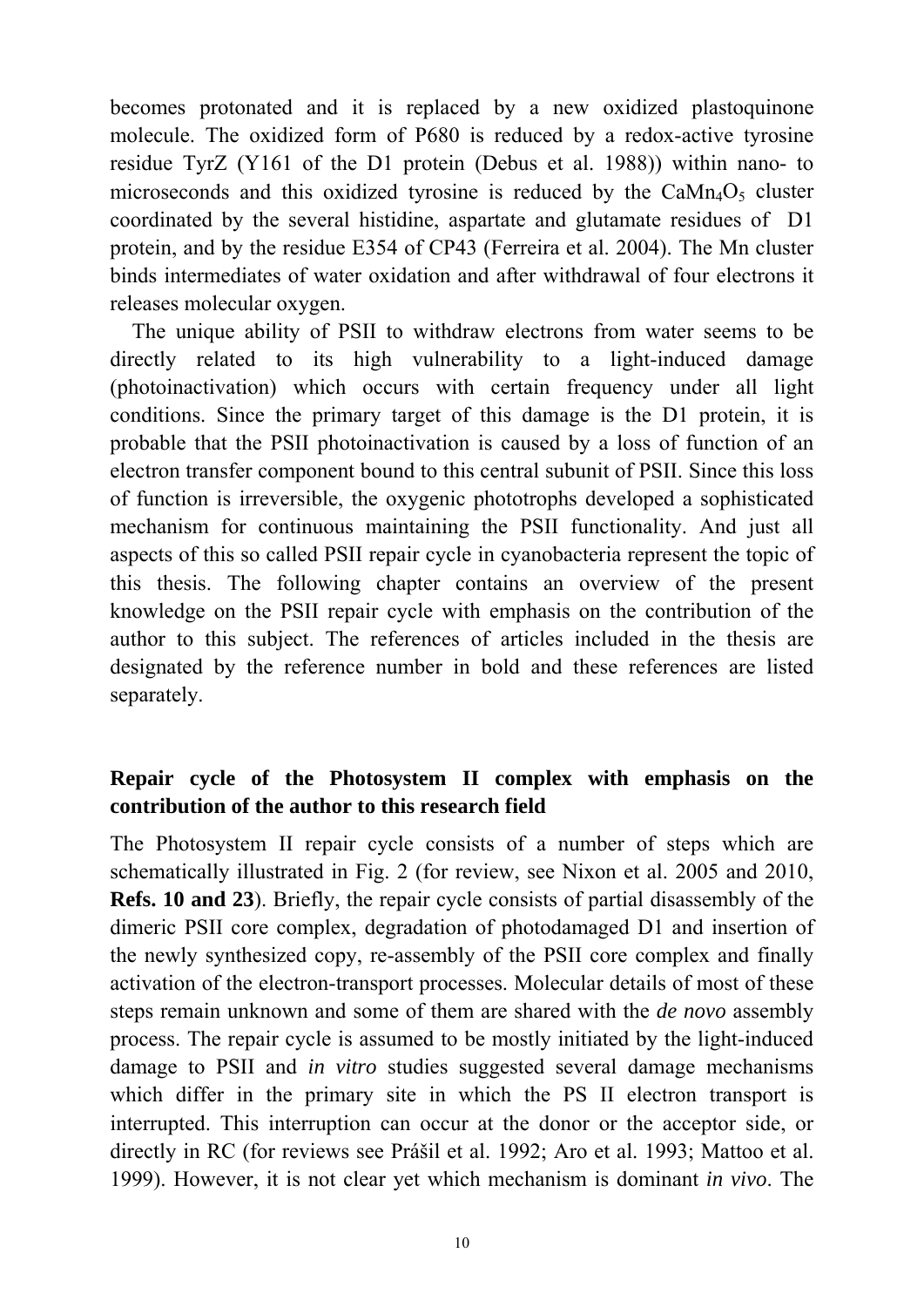becomes protonated and it is replaced by a new oxidized plastoquinone molecule. The oxidized form of P680 is reduced by a redox-active tyrosine residue TyrZ (Y161 of the D1 protein (Debus et al. 1988)) within nano- to microseconds and this oxidized tyrosine is reduced by the $CaMn_4O_5$ cluster coordinated by the several histidine, aspartate and glutamate residues of D1 protein, and by the residue E354 of CP43 (Ferreira et al. 2004). The Mn cluster binds intermediates of water oxidation and after withdrawal of four electrons it releases molecular oxygen.

The unique ability of PSII to withdraw electrons from water seems to be directly related to its high vulnerability to a light-induced damage (photoinactivation) which occurs with certain frequency under all light conditions. Since the primary target of this damage is the D1 protein, it is probable that the PSII photoinactivation is caused by a loss of function of an electron transfer component bound to this central subunit of PSII. Since this loss of function is irreversible, the oxygenic phototrophs developed a sophisticated mechanism for continuous maintaining the PSII functionality. And just all aspects of this so called PSII repair cycle in cyanobacteria represent the topic of this thesis. The following chapter contains an overview of the present knowledge on the PSII repair cycle with emphasis on the contribution of the author to this subject. The references of articles included in the thesis are designated by the reference number in bold and these references are listed separately.

## Repair cycle of the Photosystem II complex with emphasis on the contribution of the author to this research field

The Photosystem II repair cycle consists of a number of steps which are schematically illustrated in Fig. 2 (for review, see Nixon et al. 2005 and 2010, **Refs. 10 and 23**). Briefly, the repair cycle consists of partial disassembly of the dimeric PSII core complex, degradation of photodamaged D1 and insertion of the newly synthesized copy, re-assembly of the PSII core complex and finally activation of the electron-transport processes. Molecular details of most of these steps remain unknown and some of them are shared with the *de novo* assembly process. The repair cycle is assumed to be mostly initiated by the light-induced damage to PSII and *in vitro* studies suggested several damage mechanisms which differ in the primary site in which the PS II electron transport is interrupted. This interruption can occur at the donor or the acceptor side, or directly in RC (for reviews see Prášil et al. 1992; Aro et al. 1993; Mattoo et al. 1999). However, it is not clear yet which mechanism is dominant *in vivo*. The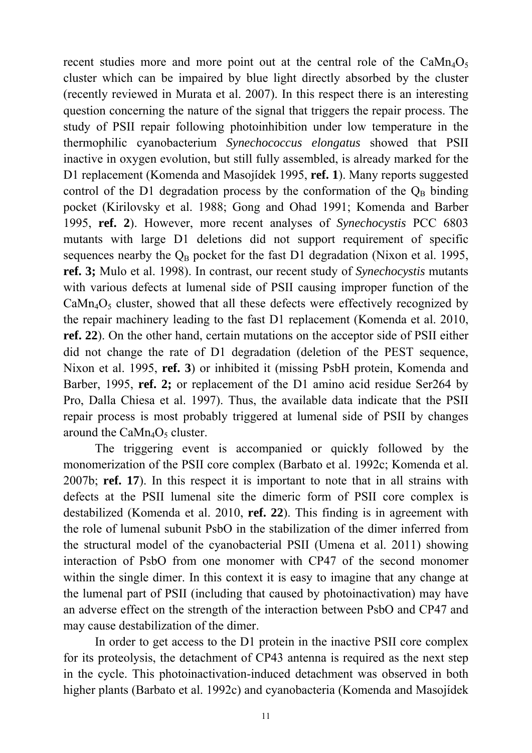recent studies more and more point out at the central role of the $CaMn_4O_5$ cluster which can be impaired by blue light directly absorbed by the cluster (recently reviewed in Murata et al. 2007). In this respect there is an interesting question concerning the nature of the signal that triggers the repair process. The study of PSII repair following photoinhibition under low temperature in the thermophilic cyanobacterium *Synechococcus elongatus* showed that PSII inactive in oxygen evolution, but still fully assembled, is already marked for the D1 replacement (Komenda and Masojídek 1995, **ref. 1**). Many reports suggested control of the D1 degradation process by the conformation of the $Q_B$ binding pocket (Kirilovsky et al. 1988; Gong and Ohad 1991; Komenda and Barber 1995, **ref. 2**). However, more recent analyses of *Synechocystis* PCC 6803 mutants with large D1 deletions did not support requirement of specific sequences nearby the $Q_B$ pocket for the fast D1 degradation (Nixon et al. 1995, **ref. 3;** Mulo et al. 1998). In contrast, our recent study of *Synechocystis* mutants with various defects at lumenal side of PSII causing improper function of the $CaMn_4O_5$ cluster, showed that all these defects were effectively recognized by the repair machinery leading to the fast D1 replacement (Komenda et al. 2010, **ref. 22**). On the other hand, certain mutations on the acceptor side of PSII either did not change the rate of D1 degradation (deletion of the PEST sequence, Nixon et al. 1995, **ref. 3**) or inhibited it (missing PsbH protein, Komenda and Barber, 1995, **ref. 2;** or replacement of the D1 amino acid residue Ser264 by Pro, Dalla Chiesa et al. 1997). Thus, the available data indicate that the PSII repair process is most probably triggered at lumenal side of PSII by changes around the $CaMn_4O_5$ cluster.

The triggering event is accompanied or quickly followed by the monomerization of the PSII core complex (Barbato et al. 1992c; Komenda et al. 2007b; **ref. 17**). In this respect it is important to note that in all strains with defects at the PSII lumenal site the dimeric form of PSII core complex is destabilized (Komenda et al. 2010, **ref. 22**). This finding is in agreement with the role of lumenal subunit PsbO in the stabilization of the dimer inferred from the structural model of the cyanobacterial PSII (Umena et al. 2011) showing interaction of PsbO from one monomer with CP47 of the second monomer within the single dimer. In this context it is easy to imagine that any change at the lumenal part of PSII (including that caused by photoinactivation) may have an adverse effect on the strength of the interaction between PsbO and CP47 and may cause destabilization of the dimer.

In order to get access to the D1 protein in the inactive PSII core complex for its proteolysis, the detachment of CP43 antenna is required as the next step in the cycle. This photoinactivation-induced detachment was observed in both higher plants (Barbato et al. 1992c) and cyanobacteria (Komenda and Masojídek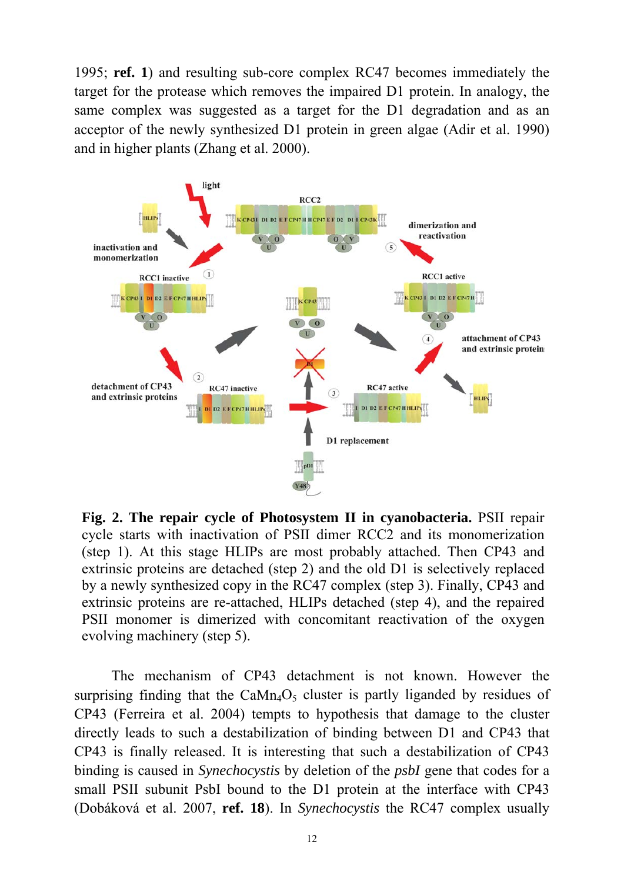1995; **ref. 1**) and resulting sub-core complex RC47 becomes immediately the target for the protease which removes the impaired D1 protein. In analogy, the same complex was suggested as a target for the D1 degradation and as an acceptor of the newly synthesized D1 protein in green algae (Adir et al. 1990) and in higher plants (Zhang et al. 2000).

**Fig. 2. The repair cycle of Photosystem II in cyanobacteria.** PSII repair cycle starts with inactivation of PSII dimer RCC2 and its monomerization (step 1). At this stage HLIPs are most probably attached. Then CP43 and extrinsic proteins are detached (step 2) and the old D1 is selectively replaced by a newly synthesized copy in the RC47 complex (step 3). Finally, CP43 and extrinsic proteins are re-attached, HLIPs detached (step 4), and the repaired PSII monomer is dimerized with concomitant reactivation of the oxygen evolving machinery (step 5).

The mechanism of CP43 detachment is not known. However the surprising finding that the $CaMn_4O_5$ cluster is partly liganded by residues of CP43 (Ferreira et al. 2004) tempts to hypothesis that damage to the cluster directly leads to such a destabilization of binding between D1 and CP43 that CP43 is finally released. It is interesting that such a destabilization of CP43 binding is caused in *Synechocystis* by deletion of the *psbI* gene that codes for a small PSII subunit PsbI bound to the D1 protein at the interface with CP43 (Dobáková et al. 2007, **ref. 18**). In *Synechocystis* the RC47 complex usually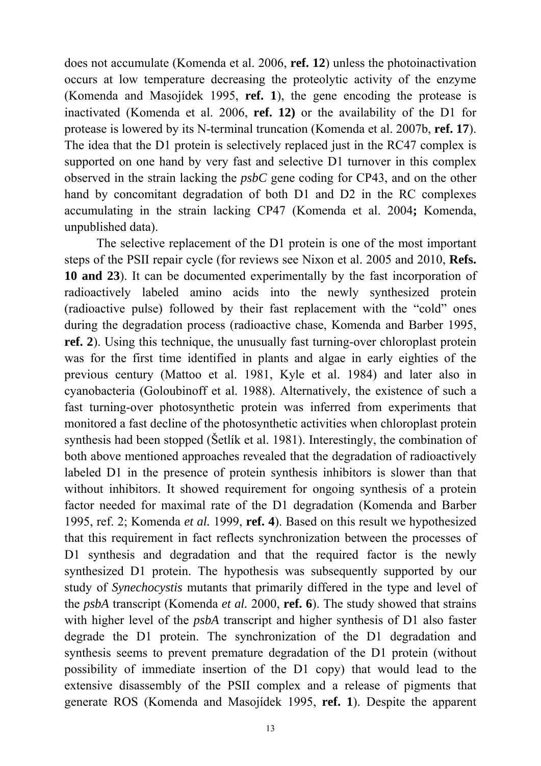does not accumulate (Komenda et al. 2006, **ref. 12**) unless the photoinactivation occurs at low temperature decreasing the proteolytic activity of the enzyme (Komenda and Masojídek 1995, **ref. 1**), the gene encoding the protease is inactivated (Komenda et al. 2006, **ref. 12)** or the availability of the D1 for protease is lowered by its N-terminal truncation (Komenda et al. 2007b, **ref. 17**). The idea that the D1 protein is selectively replaced just in the RC47 complex is supported on one hand by very fast and selective D1 turnover in this complex observed in the strain lacking the *psbC* gene coding for CP43, and on the other hand by concomitant degradation of both D1 and D2 in the RC complexes accumulating in the strain lacking CP47 (Komenda et al. 2004**;** Komenda, unpublished data).

The selective replacement of the D1 protein is one of the most important steps of the PSII repair cycle (for reviews see Nixon et al. 2005 and 2010, **Refs. 10 and 23**). It can be documented experimentally by the fast incorporation of radioactively labeled amino acids into the newly synthesized protein (radioactive pulse) followed by their fast replacement with the "cold" ones during the degradation process (radioactive chase, Komenda and Barber 1995, **ref. 2**). Using this technique, the unusually fast turning-over chloroplast protein was for the first time identified in plants and algae in early eighties of the previous century (Mattoo et al. 1981, Kyle et al. 1984) and later also in cyanobacteria (Goloubinoff et al. 1988). Alternatively, the existence of such a fast turning-over photosynthetic protein was inferred from experiments that monitored a fast decline of the photosynthetic activities when chloroplast protein synthesis had been stopped (Šetlík et al. 1981). Interestingly, the combination of both above mentioned approaches revealed that the degradation of radioactively labeled D1 in the presence of protein synthesis inhibitors is slower than that without inhibitors. It showed requirement for ongoing synthesis of a protein factor needed for maximal rate of the D1 degradation (Komenda and Barber 1995, ref. 2; Komenda *et al.* 1999, **ref. 4**). Based on this result we hypothesized that this requirement in fact reflects synchronization between the processes of D1 synthesis and degradation and that the required factor is the newly synthesized D1 protein. The hypothesis was subsequently supported by our study of *Synechocystis* mutants that primarily differed in the type and level of the *psbA* transcript (Komenda *et al.* 2000, **ref. 6**). The study showed that strains with higher level of the *psbA* transcript and higher synthesis of D1 also faster degrade the D1 protein. The synchronization of the D1 degradation and synthesis seems to prevent premature degradation of the D1 protein (without possibility of immediate insertion of the D1 copy) that would lead to the extensive disassembly of the PSII complex and a release of pigments that generate ROS (Komenda and Masojídek 1995, **ref. 1**). Despite the apparent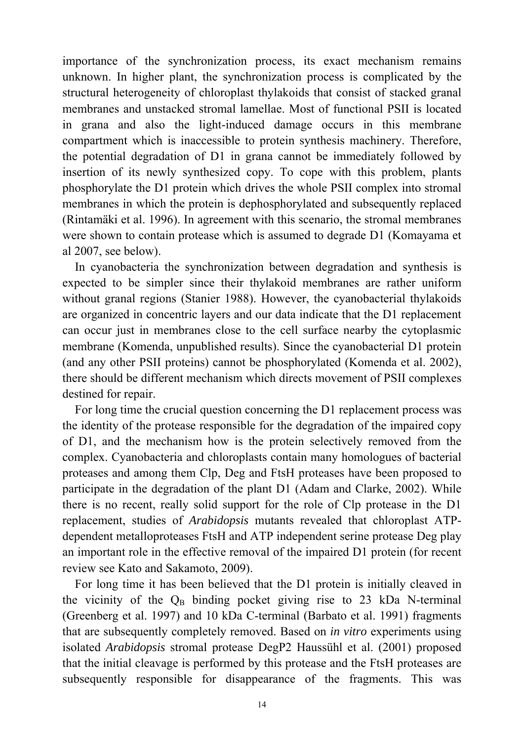importance of the synchronization process, its exact mechanism remains unknown. In higher plant, the synchronization process is complicated by the structural heterogeneity of chloroplast thylakoids that consist of stacked granal membranes and unstacked stromal lamellae. Most of functional PSII is located in grana and also the light-induced damage occurs in this membrane compartment which is inaccessible to protein synthesis machinery. Therefore, the potential degradation of D1 in grana cannot be immediately followed by insertion of its newly synthesized copy. To cope with this problem, plants phosphorylate the D1 protein which drives the whole PSII complex into stromal membranes in which the protein is dephosphorylated and subsequently replaced (Rintamäki et al. 1996). In agreement with this scenario, the stromal membranes were shown to contain protease which is assumed to degrade D1 (Komayama et al 2007, see below).

In cyanobacteria the synchronization between degradation and synthesis is expected to be simpler since their thylakoid membranes are rather uniform without granal regions (Stanier 1988). However, the cyanobacterial thylakoids are organized in concentric layers and our data indicate that the D1 replacement can occur just in membranes close to the cell surface nearby the cytoplasmic membrane (Komenda, unpublished results). Since the cyanobacterial D1 protein (and any other PSII proteins) cannot be phosphorylated (Komenda et al. 2002), there should be different mechanism which directs movement of PSII complexes destined for repair.

For long time the crucial question concerning the D1 replacement process was the identity of the protease responsible for the degradation of the impaired copy of D1, and the mechanism how is the protein selectively removed from the complex. Cyanobacteria and chloroplasts contain many homologues of bacterial proteases and among them Clp, Deg and FtsH proteases have been proposed to participate in the degradation of the plant D1 (Adam and Clarke, 2002). While there is no recent, really solid support for the role of Clp protease in the D1 replacement, studies of *Arabidopsis* mutants revealed that chloroplast ATP-dependent metalloproteases FtsH and ATP independent serine protease Deg play an important role in the effective removal of the impaired D1 protein (for recent review see Kato and Sakamoto, 2009).

For long time it has been believed that the D1 protein is initially cleaved in the vicinity of the $Q_B$ binding pocket giving rise to 23 kDa N-terminal (Greenberg et al. 1997) and 10 kDa C-terminal (Barbato et al. 1991) fragments that are subsequently completely removed. Based on *in vitro* experiments using isolated *Arabidopsis* stromal protease DegP2 Haussühl et al. (2001) proposed that the initial cleavage is performed by this protease and the FtsH proteases are subsequently responsible for disappearance of the fragments. This was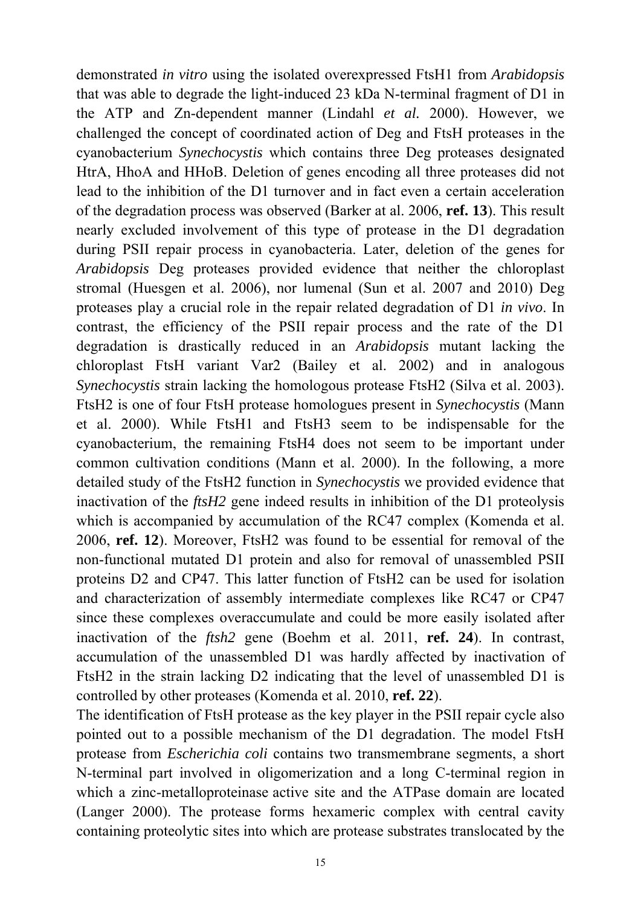demonstrated *in vitro* using the isolated overexpressed FtsH1 from *Arabidopsis* that was able to degrade the light-induced 23 kDa N-terminal fragment of D1 in the ATP and Zn-dependent manner (Lindahl *et al.* 2000). However, we challenged the concept of coordinated action of Deg and FtsH proteases in the cyanobacterium *Synechocystis* which contains three Deg proteases designated HtrA, HhoA and HHoB. Deletion of genes encoding all three proteases did not lead to the inhibition of the D1 turnover and in fact even a certain acceleration of the degradation process was observed (Barker at al. 2006, **ref. 13**). This result nearly excluded involvement of this type of protease in the D1 degradation during PSII repair process in cyanobacteria. Later, deletion of the genes for *Arabidopsis* Deg proteases provided evidence that neither the chloroplast stromal (Huesgen et al. 2006), nor lumenal (Sun et al. 2007 and 2010) Deg proteases play a crucial role in the repair related degradation of D1 *in vivo*. In contrast, the efficiency of the PSII repair process and the rate of the D1 degradation is drastically reduced in an *Arabidopsis* mutant lacking the chloroplast FtsH variant Var2 (Bailey et al. 2002) and in analogous *Synechocystis* strain lacking the homologous protease FtsH2 (Silva et al. 2003). FtsH2 is one of four FtsH protease homologues present in *Synechocystis* (Mann et al. 2000). While FtsH1 and FtsH3 seem to be indispensable for the cyanobacterium, the remaining FtsH4 does not seem to be important under common cultivation conditions (Mann et al. 2000). In the following, a more detailed study of the FtsH2 function in *Synechocystis* we provided evidence that inactivation of the *ftsH2* gene indeed results in inhibition of the D1 proteolysis which is accompanied by accumulation of the RC47 complex (Komenda et al. 2006, **ref. 12**). Moreover, FtsH2 was found to be essential for removal of the non-functional mutated D1 protein and also for removal of unassembled PSII proteins D2 and CP47. This latter function of FtsH2 can be used for isolation and characterization of assembly intermediate complexes like RC47 or CP47 since these complexes overaccumulate and could be more easily isolated after inactivation of the *ftsh2* gene (Boehm et al. 2011, **ref. 24**). In contrast, accumulation of the unassembled D1 was hardly affected by inactivation of FtsH2 in the strain lacking D2 indicating that the level of unassembled D1 is controlled by other proteases (Komenda et al. 2010, **ref. 22**).

The identification of FtsH protease as the key player in the PSII repair cycle also pointed out to a possible mechanism of the D1 degradation. The model FtsH protease from *Escherichia coli* contains two transmembrane segments, a short N-terminal part involved in oligomerization and a long C-terminal region in which a zinc-metalloproteinase active site and the ATPase domain are located (Langer 2000). The protease forms hexameric complex with central cavity containing proteolytic sites into which are protease substrates translocated by the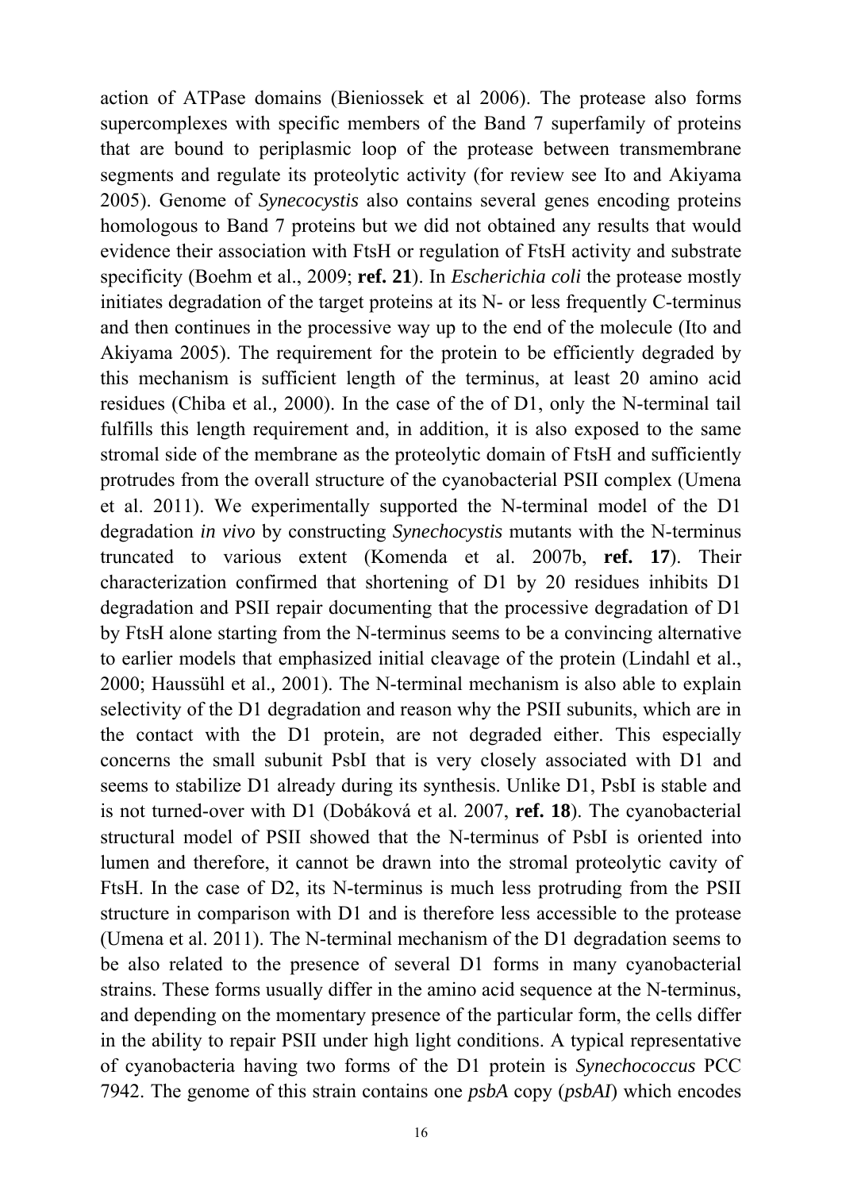action of ATPase domains (Bieniossek et al 2006). The protease also forms supercomplexes with specific members of the Band 7 superfamily of proteins that are bound to periplasmic loop of the protease between transmembrane segments and regulate its proteolytic activity (for review see Ito and Akiyama 2005). Genome of *Synecocystis* also contains several genes encoding proteins homologous to Band 7 proteins but we did not obtained any results that would evidence their association with FtsH or regulation of FtsH activity and substrate specificity (Boehm et al., 2009; **ref. 21**). In *Escherichia coli* the protease mostly initiates degradation of the target proteins at its N- or less frequently C-terminus and then continues in the processive way up to the end of the molecule (Ito and Akiyama 2005). The requirement for the protein to be efficiently degraded by this mechanism is sufficient length of the terminus, at least 20 amino acid residues (Chiba et al*.,* 2000). In the case of the of D1, only the N-terminal tail fulfills this length requirement and, in addition, it is also exposed to the same stromal side of the membrane as the proteolytic domain of FtsH and sufficiently protrudes from the overall structure of the cyanobacterial PSII complex (Umena et al. 2011). We experimentally supported the N-terminal model of the D1 degradation *in vivo* by constructing *Synechocystis* mutants with the N-terminus truncated to various extent (Komenda et al. 2007b, **ref. 17**). Their characterization confirmed that shortening of D1 by 20 residues inhibits D1 degradation and PSII repair documenting that the processive degradation of D1 by FtsH alone starting from the N-terminus seems to be a convincing alternative to earlier models that emphasized initial cleavage of the protein (Lindahl et al., 2000; Haussühl et al*.,* 2001). The N-terminal mechanism is also able to explain selectivity of the D1 degradation and reason why the PSII subunits, which are in the contact with the D1 protein, are not degraded either. This especially concerns the small subunit PsbI that is very closely associated with D1 and seems to stabilize D1 already during its synthesis. Unlike D1, PsbI is stable and is not turned-over with D1 (Dobáková et al. 2007, **ref. 18**). The cyanobacterial structural model of PSII showed that the N-terminus of PsbI is oriented into lumen and therefore, it cannot be drawn into the stromal proteolytic cavity of FtsH. In the case of D2, its N-terminus is much less protruding from the PSII structure in comparison with D1 and is therefore less accessible to the protease (Umena et al. 2011). The N-terminal mechanism of the D1 degradation seems to be also related to the presence of several D1 forms in many cyanobacterial strains. These forms usually differ in the amino acid sequence at the N-terminus, and depending on the momentary presence of the particular form, the cells differ in the ability to repair PSII under high light conditions. A typical representative of cyanobacteria having two forms of the D1 protein is *Synechococcus* PCC 7942. The genome of this strain contains one *psbA* copy (*psbAI*) which encodes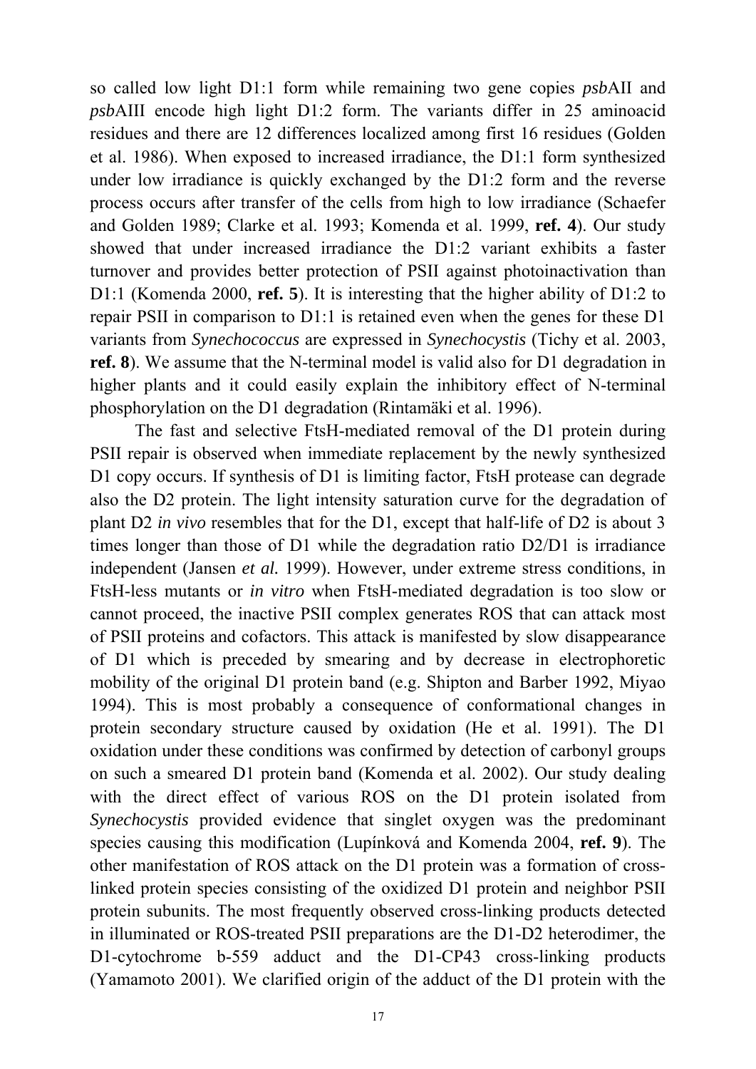so called low light D1:1 form while remaining two gene copies *psb*AII and *psb*AIII encode high light D1:2 form. The variants differ in 25 aminoacid residues and there are 12 differences localized among first 16 residues (Golden et al. 1986). When exposed to increased irradiance, the D1:1 form synthesized under low irradiance is quickly exchanged by the D1:2 form and the reverse process occurs after transfer of the cells from high to low irradiance (Schaefer and Golden 1989; Clarke et al. 1993; Komenda et al. 1999, **ref. 4**). Our study showed that under increased irradiance the D1:2 variant exhibits a faster turnover and provides better protection of PSII against photoinactivation than D1:1 (Komenda 2000, **ref. 5**). It is interesting that the higher ability of D1:2 to repair PSII in comparison to D1:1 is retained even when the genes for these D1 variants from *Synechococcus* are expressed in *Synechocystis* (Tichy et al. 2003, **ref. 8**). We assume that the N-terminal model is valid also for D1 degradation in higher plants and it could easily explain the inhibitory effect of N-terminal phosphorylation on the D1 degradation (Rintamäki et al. 1996).

The fast and selective FtsH-mediated removal of the D1 protein during PSII repair is observed when immediate replacement by the newly synthesized D1 copy occurs. If synthesis of D1 is limiting factor, FtsH protease can degrade also the D2 protein. The light intensity saturation curve for the degradation of plant D2 *in vivo* resembles that for the D1, except that half-life of D2 is about 3 times longer than those of D1 while the degradation ratio D2/D1 is irradiance independent (Jansen *et al.* 1999). However, under extreme stress conditions, in FtsH-less mutants or *in vitro* when FtsH-mediated degradation is too slow or cannot proceed, the inactive PSII complex generates ROS that can attack most of PSII proteins and cofactors. This attack is manifested by slow disappearance of D1 which is preceded by smearing and by decrease in electrophoretic mobility of the original D1 protein band (e.g. Shipton and Barber 1992, Miyao 1994). This is most probably a consequence of conformational changes in protein secondary structure caused by oxidation (He et al. 1991). The D1 oxidation under these conditions was confirmed by detection of carbonyl groups on such a smeared D1 protein band (Komenda et al. 2002). Our study dealing with the direct effect of various ROS on the D1 protein isolated from *Synechocystis* provided evidence that singlet oxygen was the predominant species causing this modification (Lupínková and Komenda 2004, **ref. 9**). The other manifestation of ROS attack on the D1 protein was a formation of cross-linked protein species consisting of the oxidized D1 protein and neighbor PSII protein subunits. The most frequently observed cross-linking products detected in illuminated or ROS-treated PSII preparations are the D1-D2 heterodimer, the D1-cytochrome b-559 adduct and the D1-CP43 cross-linking products (Yamamoto 2001). We clarified origin of the adduct of the D1 protein with the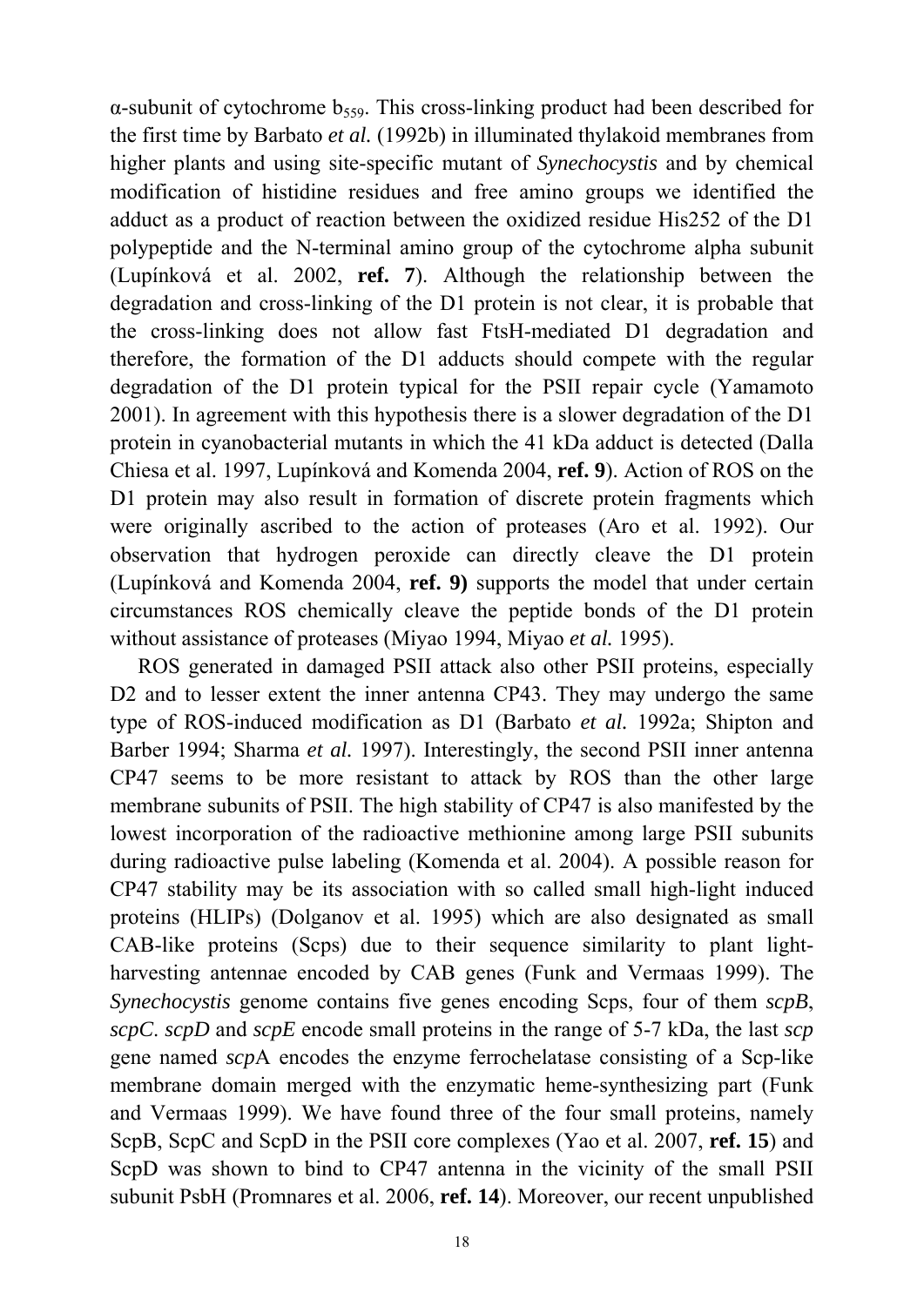α-subunit of cytochrome $b_{559}$. This cross-linking product had been described for the first time by Barbato *et al.* (1992b) in illuminated thylakoid membranes from higher plants and using site-specific mutant of *Synechocystis* and by chemical modification of histidine residues and free amino groups we identified the adduct as a product of reaction between the oxidized residue His252 of the D1 polypeptide and the N-terminal amino group of the cytochrome alpha subunit (Lupínková et al. 2002, **ref. 7**). Although the relationship between the degradation and cross-linking of the D1 protein is not clear, it is probable that the cross-linking does not allow fast FtsH-mediated D1 degradation and therefore, the formation of the D1 adducts should compete with the regular degradation of the D1 protein typical for the PSII repair cycle (Yamamoto 2001). In agreement with this hypothesis there is a slower degradation of the D1 protein in cyanobacterial mutants in which the 41 kDa adduct is detected (Dalla Chiesa et al. 1997, Lupínková and Komenda 2004, **ref. 9**). Action of ROS on the D1 protein may also result in formation of discrete protein fragments which were originally ascribed to the action of proteases (Aro et al. 1992). Our observation that hydrogen peroxide can directly cleave the D1 protein (Lupínková and Komenda 2004, **ref. 9)** supports the model that under certain circumstances ROS chemically cleave the peptide bonds of the D1 protein without assistance of proteases (Miyao 1994, Miyao *et al.* 1995).

ROS generated in damaged PSII attack also other PSII proteins, especially D2 and to lesser extent the inner antenna CP43. They may undergo the same type of ROS-induced modification as D1 (Barbato *et al.* 1992a; Shipton and Barber 1994; Sharma *et al.* 1997). Interestingly, the second PSII inner antenna CP47 seems to be more resistant to attack by ROS than the other large membrane subunits of PSII. The high stability of CP47 is also manifested by the lowest incorporation of the radioactive methionine among large PSII subunits during radioactive pulse labeling (Komenda et al. 2004). A possible reason for CP47 stability may be its association with so called small high-light induced proteins (HLIPs) (Dolganov et al. 1995) which are also designated as small CAB-like proteins (Scps) due to their sequence similarity to plant light-harvesting antennae encoded by CAB genes (Funk and Vermaas 1999). The *Synechocystis* genome contains five genes encoding Scps, four of them *scpB*, *scpC*. *scpD* and *scpE* encode small proteins in the range of 5-7 kDa, the last *scp* gene named *scp*A encodes the enzyme ferrochelatase consisting of a Scp-like membrane domain merged with the enzymatic heme-synthesizing part (Funk and Vermaas 1999). We have found three of the four small proteins, namely ScpB, ScpC and ScpD in the PSII core complexes (Yao et al. 2007, **ref. 15**) and ScpD was shown to bind to CP47 antenna in the vicinity of the small PSII subunit PsbH (Promnares et al. 2006, **ref. 14**). Moreover, our recent unpublished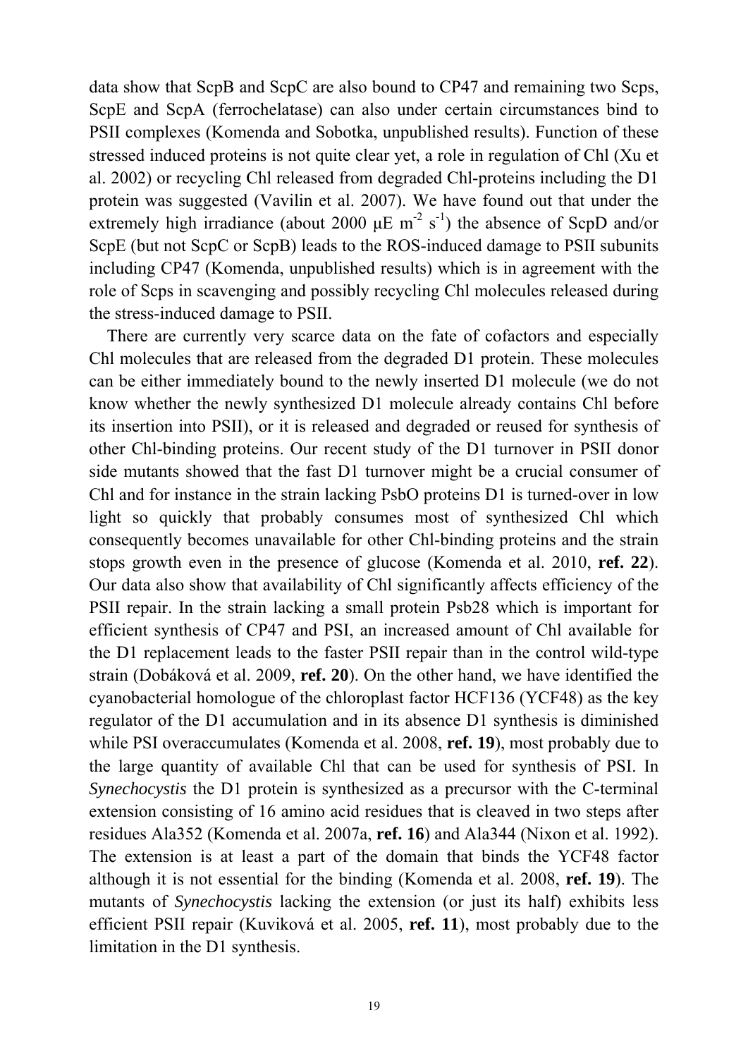data show that ScpB and ScpC are also bound to CP47 and remaining two Scps, ScpE and ScpA (ferrochelatase) can also under certain circumstances bind to PSII complexes (Komenda and Sobotka, unpublished results). Function of these stressed induced proteins is not quite clear yet, a role in regulation of Chl (Xu et al. 2002) or recycling Chl released from degraded Chl-proteins including the D1 protein was suggested (Vavilin et al. 2007). We have found out that under the extremely high irradiance (about 2000 μE $m^{-2}$ $s^{-1}$) the absence of ScpD and/or ScpE (but not ScpC or ScpB) leads to the ROS-induced damage to PSII subunits including CP47 (Komenda, unpublished results) which is in agreement with the role of Scps in scavenging and possibly recycling Chl molecules released during the stress-induced damage to PSII.

There are currently very scarce data on the fate of cofactors and especially Chl molecules that are released from the degraded D1 protein. These molecules can be either immediately bound to the newly inserted D1 molecule (we do not know whether the newly synthesized D1 molecule already contains Chl before its insertion into PSII), or it is released and degraded or reused for synthesis of other Chl-binding proteins. Our recent study of the D1 turnover in PSII donor side mutants showed that the fast D1 turnover might be a crucial consumer of Chl and for instance in the strain lacking PsbO proteins D1 is turned-over in low light so quickly that probably consumes most of synthesized Chl which consequently becomes unavailable for other Chl-binding proteins and the strain stops growth even in the presence of glucose (Komenda et al. 2010, **ref. 22**). Our data also show that availability of Chl significantly affects efficiency of the PSII repair. In the strain lacking a small protein Psb28 which is important for efficient synthesis of CP47 and PSI, an increased amount of Chl available for the D1 replacement leads to the faster PSII repair than in the control wild-type strain (Dobáková et al. 2009, **ref. 20**). On the other hand, we have identified the cyanobacterial homologue of the chloroplast factor HCF136 (YCF48) as the key regulator of the D1 accumulation and in its absence D1 synthesis is diminished while PSI overaccumulates (Komenda et al. 2008, **ref. 19**), most probably due to the large quantity of available Chl that can be used for synthesis of PSI. In *Synechocystis* the D1 protein is synthesized as a precursor with the C-terminal extension consisting of 16 amino acid residues that is cleaved in two steps after residues Ala352 (Komenda et al. 2007a, **ref. 16**) and Ala344 (Nixon et al. 1992). The extension is at least a part of the domain that binds the YCF48 factor although it is not essential for the binding (Komenda et al. 2008, **ref. 19**). The mutants of *Synechocystis* lacking the extension (or just its half) exhibits less efficient PSII repair (Kuviková et al. 2005, **ref. 11**), most probably due to the limitation in the D1 synthesis.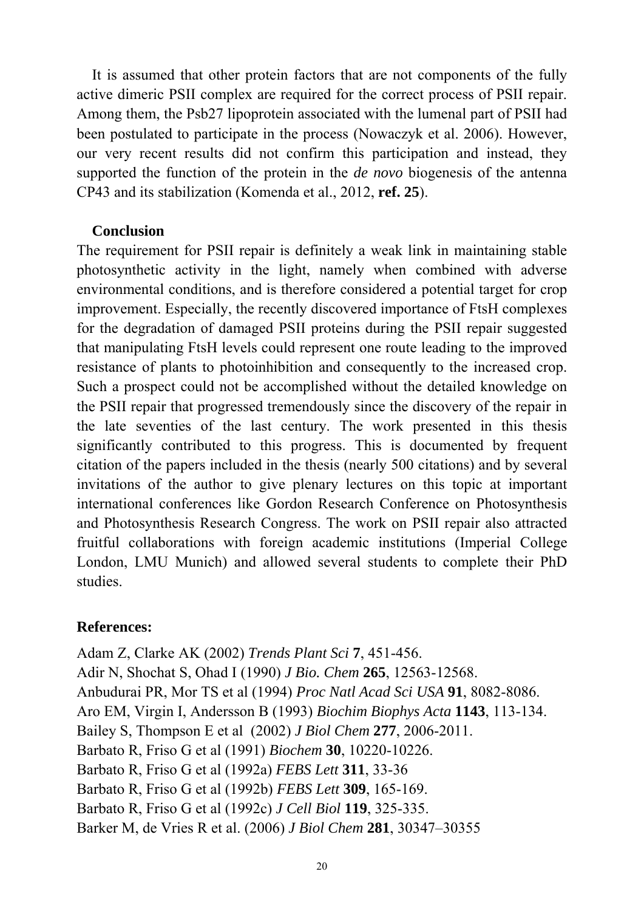It is assumed that other protein factors that are not components of the fully active dimeric PSII complex are required for the correct process of PSII repair. Among them, the Psb27 lipoprotein associated with the lumenal part of PSII had been postulated to participate in the process (Nowaczyk et al. 2006). However, our very recent results did not confirm this participation and instead, they supported the function of the protein in the *de novo* biogenesis of the antenna CP43 and its stabilization (Komenda et al., 2012, **ref. 25**).

### Conclusion

The requirement for PSII repair is definitely a weak link in maintaining stable photosynthetic activity in the light, namely when combined with adverse environmental conditions, and is therefore considered a potential target for crop improvement. Especially, the recently discovered importance of FtsH complexes for the degradation of damaged PSII proteins during the PSII repair suggested that manipulating FtsH levels could represent one route leading to the improved resistance of plants to photoinhibition and consequently to the increased crop. Such a prospect could not be accomplished without the detailed knowledge on the PSII repair that progressed tremendously since the discovery of the repair in the late seventies of the last century. The work presented in this thesis significantly contributed to this progress. This is documented by frequent citation of the papers included in the thesis (nearly 500 citations) and by several invitations of the author to give plenary lectures on this topic at important international conferences like Gordon Research Conference on Photosynthesis and Photosynthesis Research Congress. The work on PSII repair also attracted fruitful collaborations with foreign academic institutions (Imperial College London, LMU Munich) and allowed several students to complete their PhD studies.

### References:

Adam Z, Clarke AK (2002) *Trends Plant Sci* **7**, 451-456.
Adir N, Shochat S, Ohad I (1990) *J Bio. Chem* **265**, 12563-12568.
Anbudurai PR, Mor TS et al (1994) *Proc Natl Acad Sci USA* **91**, 8082-8086.
Aro EM, Virgin I, Andersson B (1993) *Biochim Biophys Acta* **1143**, 113-134.
Bailey S, Thompson E et al (2002) *J Biol Chem* **277**, 2006-2011.
Barbato R, Friso G et al (1991) *Biochem* **30**, 10220-10226.
Barbato R, Friso G et al (1992a) *FEBS Lett* **311**, 33-36
Barbato R, Friso G et al (1992b) *FEBS Lett* **309**, 165-169.
Barbato R, Friso G et al (1992c) *J Cell Biol* **119**, 325-335.
Barker M, de Vries R et al. (2006) *J Biol Chem* **281**, 30347–30355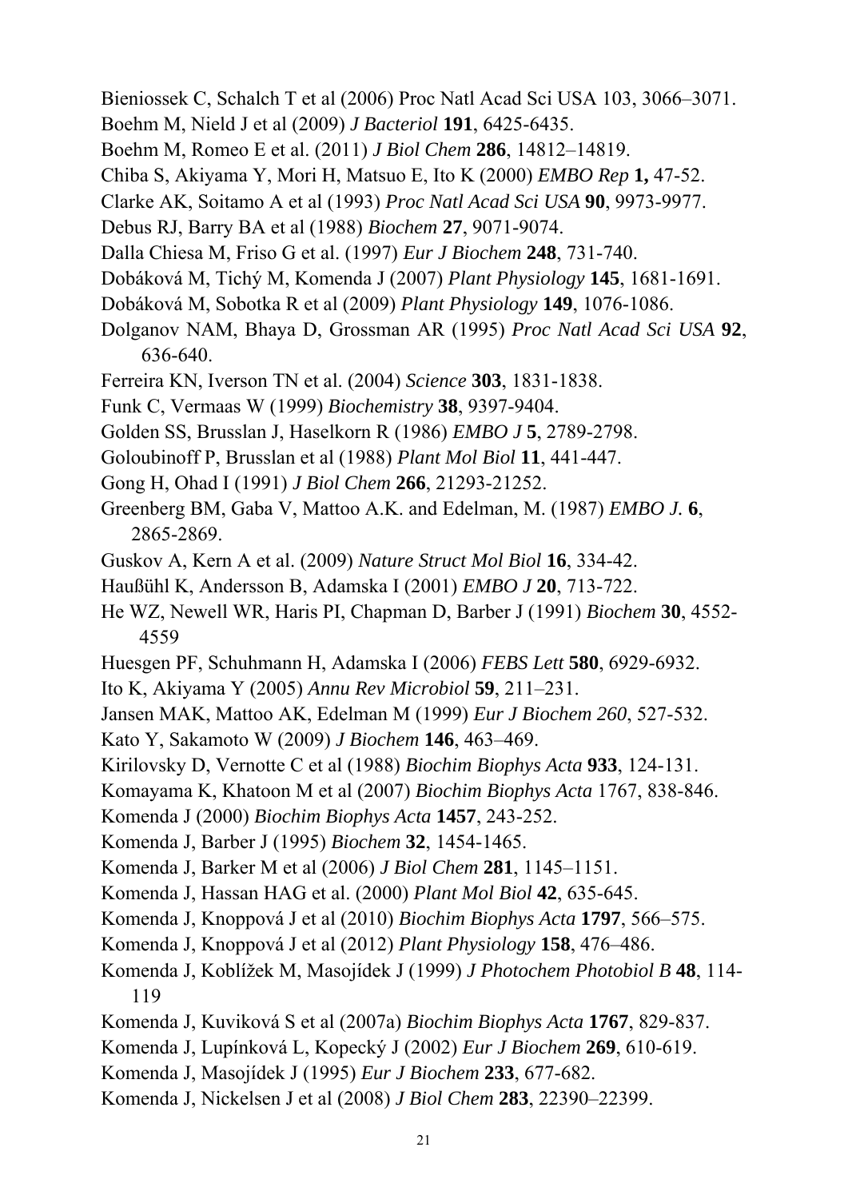Bieniossek C, Schalch T et al (2006) Proc Natl Acad Sci USA 103, 3066–3071.

Boehm M, Nield J et al (2009) *J Bacteriol* **191**, 6425-6435.

Boehm M, Romeo E et al. (2011) *J Biol Chem* **286**, 14812–14819.

Chiba S, Akiyama Y, Mori H, Matsuo E, Ito K (2000) *EMBO Rep* **1,** 47-52.

Clarke AK, Soitamo A et al (1993) *Proc Natl Acad Sci USA* **90**, 9973-9977.

Debus RJ, Barry BA et al (1988) *Biochem* **27**, 9071-9074.

Dalla Chiesa M, Friso G et al. (1997) *Eur J Biochem* **248**, 731-740.

Dobáková M, Tichý M, Komenda J (2007) *Plant Physiology* **145**, 1681-1691.

Dobáková M, Sobotka R et al (2009) *Plant Physiology* **149**, 1076-1086.

Dolganov NAM, Bhaya D, Grossman AR (1995) *Proc Natl Acad Sci USA* **92**, 636-640.

Ferreira KN, Iverson TN et al. (2004) *Science* **303**, 1831-1838.

Funk C, Vermaas W (1999) *Biochemistry* **38**, 9397-9404.

Golden SS, Brusslan J, Haselkorn R (1986) *EMBO J* **5**, 2789-2798.

Goloubinoff P, Brusslan et al (1988) *Plant Mol Biol* **11**, 441-447.

Gong H, Ohad I (1991) *J Biol Chem* **266**, 21293-21252.

Greenberg BM, Gaba V, Mattoo A.K. and Edelman, M. (1987) *EMBO J.* **6**, 2865-2869.

Guskov A, Kern A et al. (2009) *Nature Struct Mol Biol* **16**, 334-42.

Haußühl K, Andersson B, Adamska I (2001) *EMBO J* **20**, 713-722.

He WZ, Newell WR, Haris PI, Chapman D, Barber J (1991) *Biochem* **30**, 4552-4559

Huesgen PF, Schuhmann H, Adamska I (2006) *FEBS Lett* **580**, 6929-6932.

Ito K, Akiyama Y (2005) *Annu Rev Microbiol* **59**, 211–231.

Jansen MAK, Mattoo AK, Edelman M (1999) *Eur J Biochem 260*, 527-532.

Kato Y, Sakamoto W (2009) *J Biochem* **146**, 463–469.

Kirilovsky D, Vernotte C et al (1988) *Biochim Biophys Acta* **933**, 124-131.

Komayama K, Khatoon M et al (2007) *Biochim Biophys Acta* 1767, 838-846.

Komenda J (2000) *Biochim Biophys Acta* **1457**, 243-252.

Komenda J, Barber J (1995) *Biochem* **32**, 1454-1465.

Komenda J, Barker M et al (2006) *J Biol Chem* **281**, 1145–1151.

Komenda J, Hassan HAG et al. (2000) *Plant Mol Biol* **42**, 635-645.

Komenda J, Knoppová J et al (2010) *Biochim Biophys Acta* **1797**, 566–575.

Komenda J, Knoppová J et al (2012) *Plant Physiology* **158**, 476–486.

Komenda J, Koblížek M, Masojídek J (1999) *J Photochem Photobiol B* **48**, 114-119

Komenda J, Kuviková S et al (2007a) *Biochim Biophys Acta* **1767**, 829-837.

Komenda J, Lupínková L, Kopecký J (2002) *Eur J Biochem* **269**, 610-619.

Komenda J, Masojídek J (1995) *Eur J Biochem* **233**, 677-682.

Komenda J, Nickelsen J et al (2008) *J Biol Chem* **283**, 22390–22399.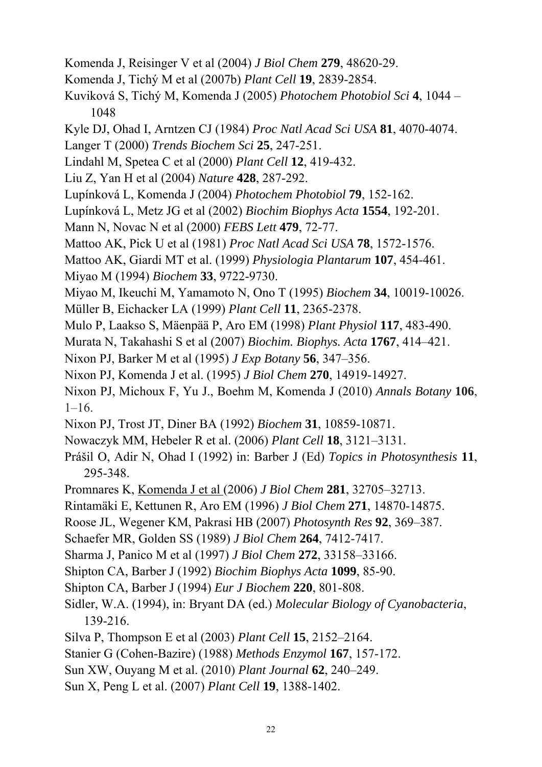Komenda J, Reisinger V et al (2004) *J Biol Chem* **279**, 48620-29.

Komenda J, Tichý M et al (2007b) *Plant Cell* **19**, 2839-2854.

Kuviková S, Tichý M, Komenda J (2005) *Photochem Photobiol Sci* **4**, 1044 – 1048

Kyle DJ, Ohad I, Arntzen CJ (1984) *Proc Natl Acad Sci USA* **81**, 4070-4074.

Langer T (2000) *Trends Biochem Sci* **25**, 247-251.

Lindahl M, Spetea C et al (2000) *Plant Cell* **12**, 419-432.

Liu Z, Yan H et al (2004) *Nature* **428**, 287-292.

Lupínková L, Komenda J (2004) *Photochem Photobiol* **79**, 152-162.

Lupínková L, Metz JG et al (2002) *Biochim Biophys Acta* **1554**, 192-201.

Mann N, Novac N et al (2000) *FEBS Lett* **479**, 72-77.

Mattoo AK, Pick U et al (1981) *Proc Natl Acad Sci USA* **78**, 1572-1576.

Mattoo AK, Giardi MT et al. (1999) *Physiologia Plantarum* **107**, 454-461.

Miyao M (1994) *Biochem* **33**, 9722-9730.

Miyao M, Ikeuchi M, Yamamoto N, Ono T (1995) *Biochem* **34**, 10019-10026.

Müller B, Eichacker LA (1999) *Plant Cell* **11**, 2365-2378.

Mulo P, Laakso S, Mäenpää P, Aro EM (1998) *Plant Physiol* **117**, 483-490.

Murata N, Takahashi S et al (2007) *Biochim. Biophys. Acta* **1767**, 414–421.

Nixon PJ, Barker M et al (1995) *J Exp Botany* **56**, 347–356.

Nixon PJ, Komenda J et al. (1995) *J Biol Chem* **270**, 14919-14927.

Nixon PJ, Michoux F, Yu J., Boehm M, Komenda J (2010) *Annals Botany* **106**, 1–16.

Nixon PJ, Trost JT, Diner BA (1992) *Biochem* **31**, 10859-10871.

Nowaczyk MM, Hebeler R et al. (2006) *Plant Cell* **18**, 3121–3131.

Prášil O, Adir N, Ohad I (1992) in: Barber J (Ed) *Topics in Photosynthesis* **11**, 295-348.

Promnares K, Komenda J et al (2006) *J Biol Chem* **281**, 32705–32713.

Rintamäki E, Kettunen R, Aro EM (1996) *J Biol Chem* **271**, 14870-14875.

Roose JL, Wegener KM, Pakrasi HB (2007) *Photosynth Res* **92**, 369–387.

Schaefer MR, Golden SS (1989) *J Biol Chem* **264**, 7412-7417.

Sharma J, Panico M et al (1997) *J Biol Chem* **272**, 33158–33166.

Shipton CA, Barber J (1992) *Biochim Biophys Acta* **1099**, 85-90.

Shipton CA, Barber J (1994) *Eur J Biochem* **220**, 801-808.

Sidler, W.A. (1994), in: Bryant DA (ed.) *Molecular Biology of Cyanobacteria*, 139-216.

Silva P, Thompson E et al (2003) *Plant Cell* **15**, 2152–2164.

Stanier G (Cohen-Bazire) (1988) *Methods Enzymol* **167**, 157-172.

Sun XW, Ouyang M et al. (2010) *Plant Journal* **62**, 240–249.

Sun X, Peng L et al. (2007) *Plant Cell* **19**, 1388-1402.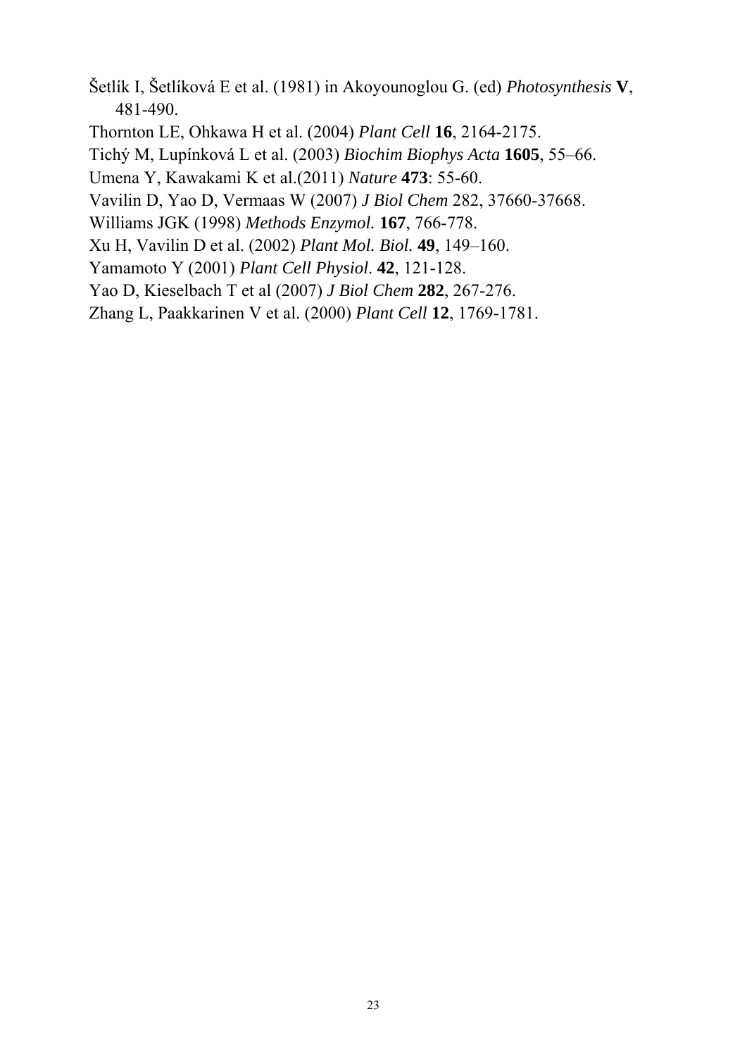Šetlík I, Šetlíková E et al. (1981) in Akoyounoglou G. (ed) *Photosynthesis* **V**, 481-490.

Thornton LE, Ohkawa H et al. (2004) *Plant Cell* **16**, 2164-2175.

Tichý M, Lupínková L et al. (2003) *Biochim Biophys Acta* **1605**, 55–66.

Umena Y, Kawakami K et al.(2011) *Nature* **473**: 55-60.

Vavilin D, Yao D, Vermaas W (2007) *J Biol Chem* 282, 37660-37668.

Williams JGK (1998) *Methods Enzymol.* **167**, 766-778.

Xu H, Vavilin D et al. (2002) *Plant Mol. Biol.* **49**, 149–160.

Yamamoto Y (2001) *Plant Cell Physiol*. **42**, 121-128.

Yao D, Kieselbach T et al (2007) *J Biol Chem* **282**, 267-276.

Zhang L, Paakkarinen V et al. (2000) *Plant Cell* **12**, 1769-1781.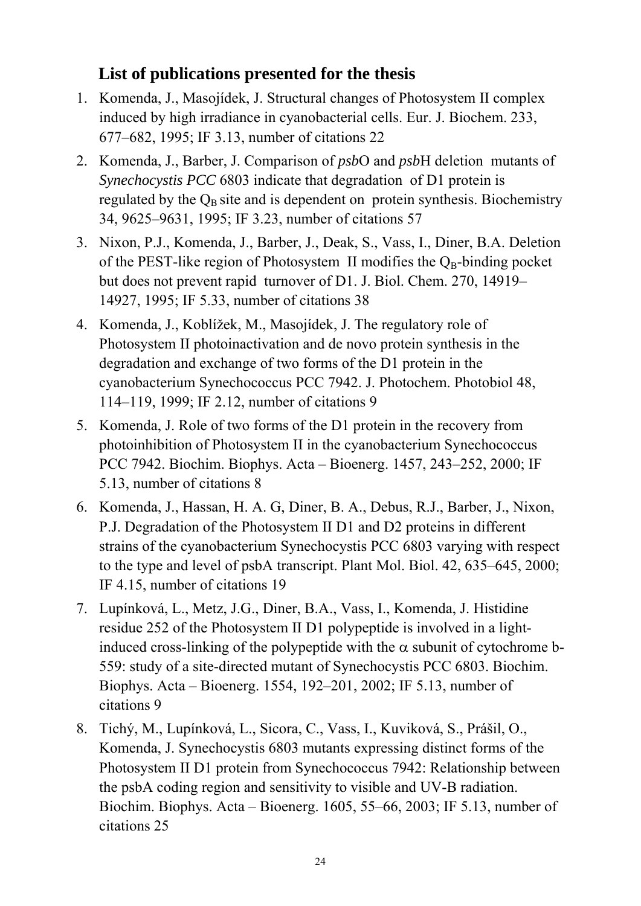## List of publications presented for the thesis

1. Komenda, J., Masojídek, J. Structural changes of Photosystem II complex induced by high irradiance in cyanobacterial cells. Eur. J. Biochem. 233, 677–682, 1995; IF 3.13, number of citations 22
2. Komenda, J., Barber, J. Comparison of *psb*O and *psb*H deletion mutants of *Synechocystis PCC* 6803 indicate that degradation of D1 protein is regulated by the $Q_B$ site and is dependent on protein synthesis. Biochemistry 34, 9625–9631, 1995; IF 3.23, number of citations 57
3. Nixon, P.J., Komenda, J., Barber, J., Deak, S., Vass, I., Diner, B.A. Deletion of the PEST-like region of Photosystem II modifies the $Q_B$-binding pocket but does not prevent rapid turnover of D1. J. Biol. Chem. 270, 14919–14927, 1995; IF 5.33, number of citations 38
4. Komenda, J., Koblížek, M., Masojídek, J. The regulatory role of Photosystem II photoinactivation and de novo protein synthesis in the degradation and exchange of two forms of the D1 protein in the cyanobacterium Synechococcus PCC 7942. J. Photochem. Photobiol 48, 114–119, 1999; IF 2.12, number of citations 9
5. Komenda, J. Role of two forms of the D1 protein in the recovery from photoinhibition of Photosystem II in the cyanobacterium Synechococcus PCC 7942. Biochim. Biophys. Acta – Bioenerg. 1457, 243–252, 2000; IF 5.13, number of citations 8
6. Komenda, J., Hassan, H. A. G, Diner, B. A., Debus, R.J., Barber, J., Nixon, P.J. Degradation of the Photosystem II D1 and D2 proteins in different strains of the cyanobacterium Synechocystis PCC 6803 varying with respect to the type and level of psbA transcript. Plant Mol. Biol. 42, 635–645, 2000; IF 4.15, number of citations 19
7. Lupínková, L., Metz, J.G., Diner, B.A., Vass, I., Komenda, J. Histidine residue 252 of the Photosystem II D1 polypeptide is involved in a light-induced cross-linking of the polypeptide with the $\alpha$ subunit of cytochrome b-559: study of a site-directed mutant of Synechocystis PCC 6803. Biochim. Biophys. Acta – Bioenerg. 1554, 192–201, 2002; IF 5.13, number of citations 9
8. Tichý, M., Lupínková, L., Sicora, C., Vass, I., Kuviková, S., Prášil, O., Komenda, J. Synechocystis 6803 mutants expressing distinct forms of the Photosystem II D1 protein from Synechococcus 7942: Relationship between the psbA coding region and sensitivity to visible and UV-B radiation. Biochim. Biophys. Acta – Bioenerg. 1605, 55–66, 2003; IF 5.13, number of citations 25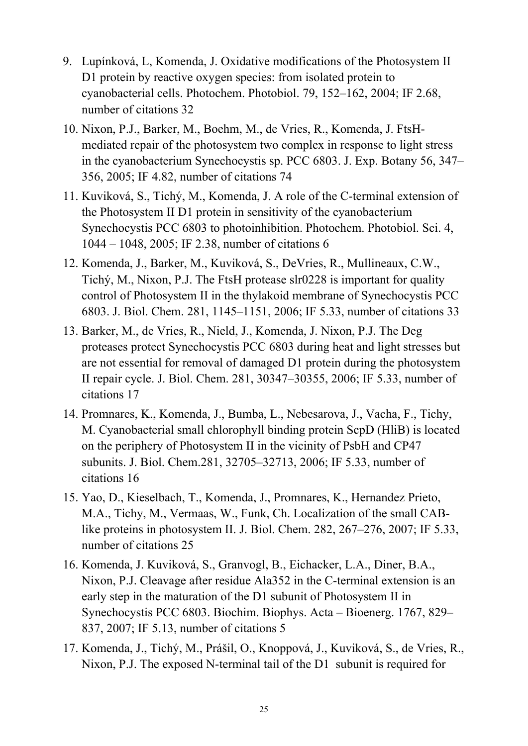9. Lupínková, L, Komenda, J. Oxidative modifications of the Photosystem II D1 protein by reactive oxygen species: from isolated protein to cyanobacterial cells. Photochem. Photobiol. 79, 152–162, 2004; IF 2.68, number of citations 32
10. Nixon, P.J., Barker, M., Boehm, M., de Vries, R., Komenda, J. FtsH-mediated repair of the photosystem two complex in response to light stress in the cyanobacterium Synechocystis sp. PCC 6803. J. Exp. Botany 56, 347–356, 2005; IF 4.82, number of citations 74
11. Kuviková, S., Tichý, M., Komenda, J. A role of the C-terminal extension of the Photosystem II D1 protein in sensitivity of the cyanobacterium Synechocystis PCC 6803 to photoinhibition. Photochem. Photobiol. Sci. 4, 1044 – 1048, 2005; IF 2.38, number of citations 6
12. Komenda, J., Barker, M., Kuviková, S., DeVries, R., Mullineaux, C.W., Tichý, M., Nixon, P.J. The FtsH protease slr0228 is important for quality control of Photosystem II in the thylakoid membrane of Synechocystis PCC 6803. J. Biol. Chem. 281, 1145–1151, 2006; IF 5.33, number of citations 33
13. Barker, M., de Vries, R., Nield, J., Komenda, J. Nixon, P.J. The Deg proteases protect Synechocystis PCC 6803 during heat and light stresses but are not essential for removal of damaged D1 protein during the photosystem II repair cycle. J. Biol. Chem. 281, 30347–30355, 2006; IF 5.33, number of citations 17
14. Promnares, K., Komenda, J., Bumba, L., Nebesarova, J., Vacha, F., Tichy, M. Cyanobacterial small chlorophyll binding protein ScpD (HliB) is located on the periphery of Photosystem II in the vicinity of PsbH and CP47 subunits. J. Biol. Chem.281, 32705–32713, 2006; IF 5.33, number of citations 16
15. Yao, D., Kieselbach, T., Komenda, J., Promnares, K., Hernandez Prieto, M.A., Tichy, M., Vermaas, W., Funk, Ch. Localization of the small CAB-like proteins in photosystem II. J. Biol. Chem. 282, 267–276, 2007; IF 5.33, number of citations 25
16. Komenda, J. Kuviková, S., Granvogl, B., Eichacker, L.A., Diner, B.A., Nixon, P.J. Cleavage after residue Ala352 in the C-terminal extension is an early step in the maturation of the D1 subunit of Photosystem II in Synechocystis PCC 6803. Biochim. Biophys. Acta – Bioenerg. 1767, 829–837, 2007; IF 5.13, number of citations 5
17. Komenda, J., Tichý, M., Prášil, O., Knoppová, J., Kuviková, S., de Vries, R., Nixon, P.J. The exposed N-terminal tail of the D1 subunit is required for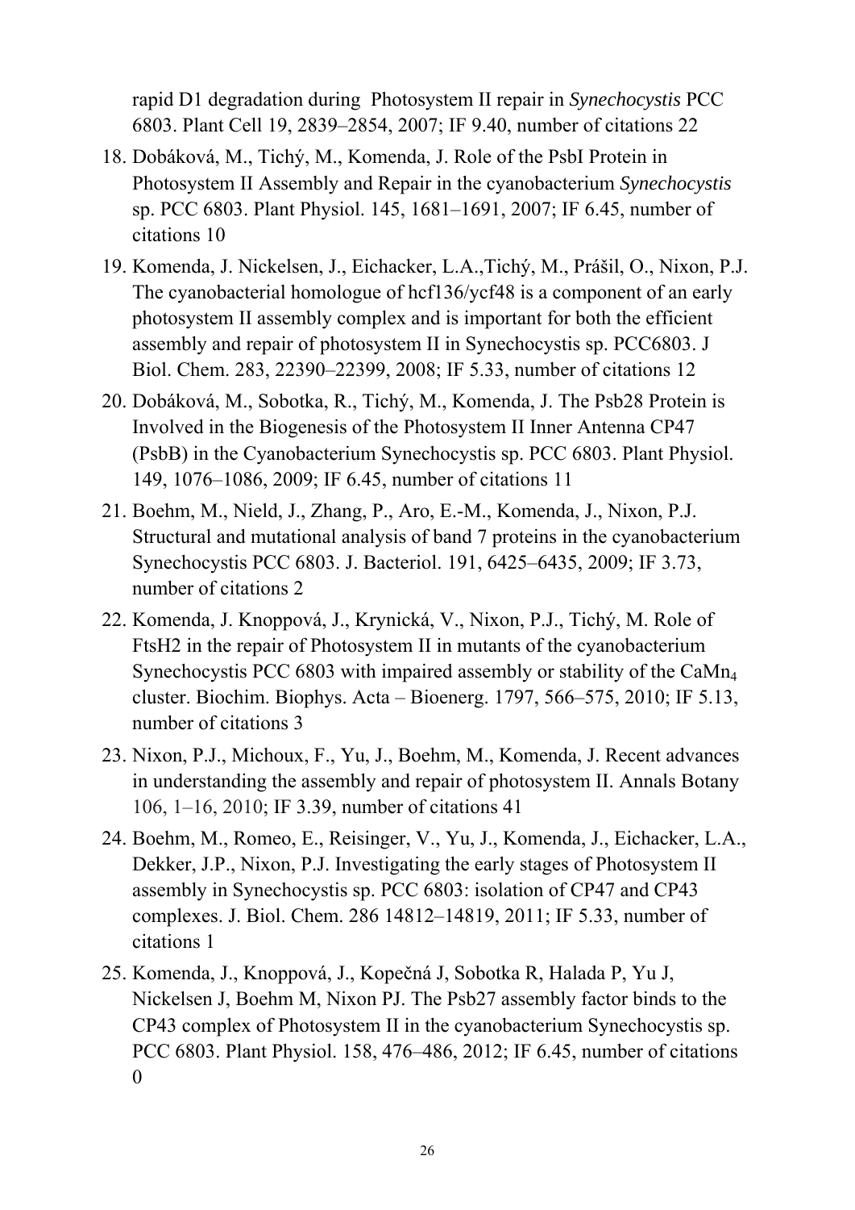rapid D1 degradation during Photosystem II repair in *Synechocystis* PCC 6803. Plant Cell 19, 2839–2854, 2007; IF 9.40, number of citations 22

18. Dobáková, M., Tichý, M., Komenda, J. Role of the PsbI Protein in Photosystem II Assembly and Repair in the cyanobacterium *Synechocystis* sp. PCC 6803. Plant Physiol. 145, 1681–1691, 2007; IF 6.45, number of citations 10
19. Komenda, J. Nickelsen, J., Eichacker, L.A.,Tichý, M., Prášil, O., Nixon, P.J. The cyanobacterial homologue of hcf136/ycf48 is a component of an early photosystem II assembly complex and is important for both the efficient assembly and repair of photosystem II in Synechocystis sp. PCC6803. J Biol. Chem. 283, 22390–22399, 2008; IF 5.33, number of citations 12
20. Dobáková, M., Sobotka, R., Tichý, M., Komenda, J. The Psb28 Protein is Involved in the Biogenesis of the Photosystem II Inner Antenna CP47 (PsbB) in the Cyanobacterium Synechocystis sp. PCC 6803. Plant Physiol. 149, 1076–1086, 2009; IF 6.45, number of citations 11
21. Boehm, M., Nield, J., Zhang, P., Aro, E.-M., Komenda, J., Nixon, P.J. Structural and mutational analysis of band 7 proteins in the cyanobacterium Synechocystis PCC 6803. J. Bacteriol. 191, 6425–6435, 2009; IF 3.73, number of citations 2
22. Komenda, J. Knoppová, J., Krynická, V., Nixon, P.J., Tichý, M. Role of FtsH2 in the repair of Photosystem II in mutants of the cyanobacterium Synechocystis PCC 6803 with impaired assembly or stability of the $CaMn_4$ cluster. Biochim. Biophys. Acta – Bioenerg. 1797, 566–575, 2010; IF 5.13, number of citations 3
23. Nixon, P.J., Michoux, F., Yu, J., Boehm, M., Komenda, J. Recent advances in understanding the assembly and repair of photosystem II. Annals Botany 106, 1–16, 2010; IF 3.39, number of citations 41
24. Boehm, M., Romeo, E., Reisinger, V., Yu, J., Komenda, J., Eichacker, L.A., Dekker, J.P., Nixon, P.J. Investigating the early stages of Photosystem II assembly in Synechocystis sp. PCC 6803: isolation of CP47 and CP43 complexes. J. Biol. Chem. 286 14812–14819, 2011; IF 5.33, number of citations 1
25. Komenda, J., Knoppová, J., Kopečná J, Sobotka R, Halada P, Yu J, Nickelsen J, Boehm M, Nixon PJ. The Psb27 assembly factor binds to the CP43 complex of Photosystem II in the cyanobacterium Synechocystis sp. PCC 6803. Plant Physiol. 158, 476–486, 2012; IF 6.45, number of citations 0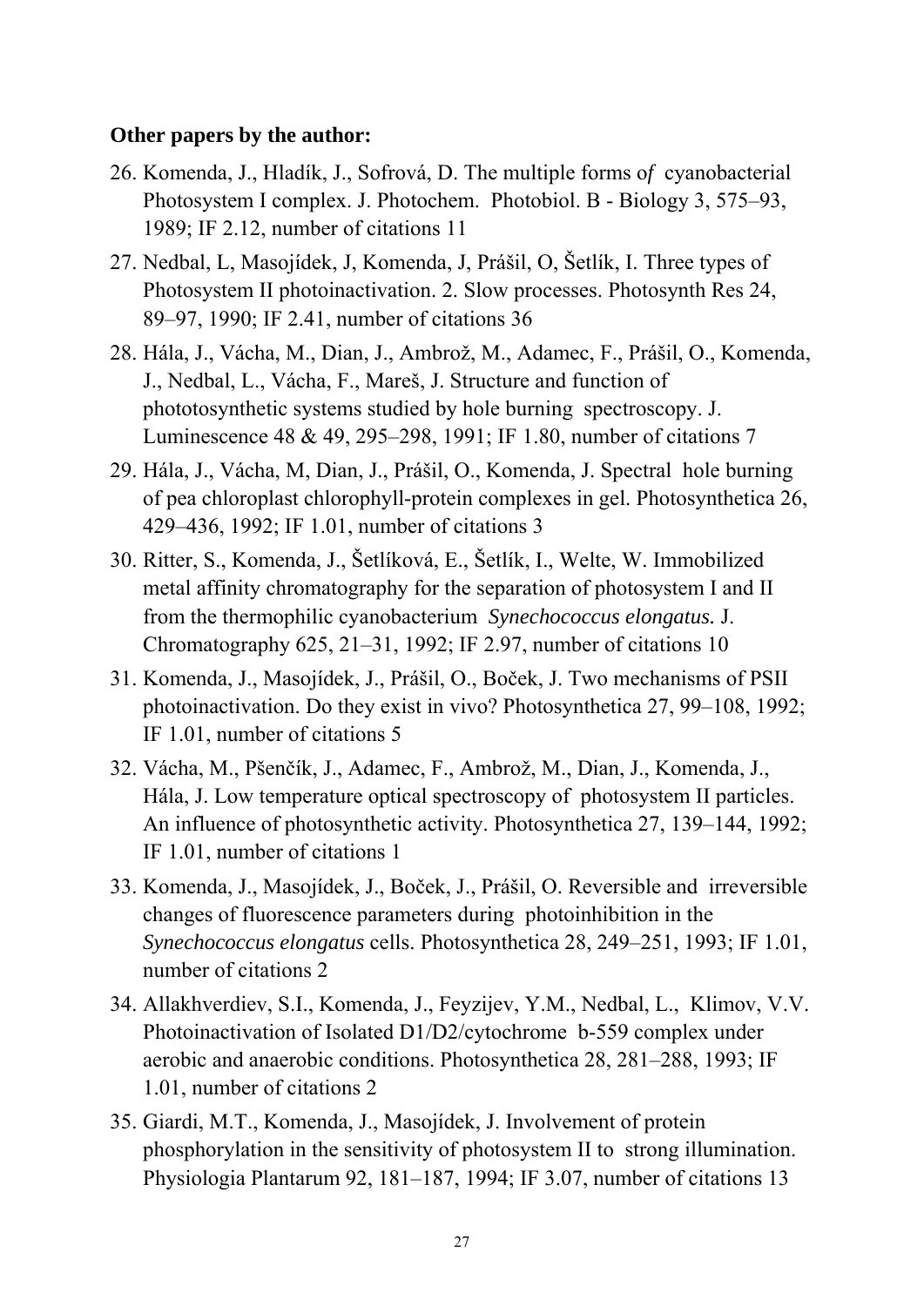**Other papers by the author:**

26. Komenda, J., Hladík, J., Sofrová, D. The multiple forms o*f* cyanobacterial Photosystem I complex. J. Photochem. Photobiol. B - Biology 3, 575–93, 1989; IF 2.12, number of citations 11
27. Nedbal, L, Masojídek, J, Komenda, J, Prášil, O, Šetlík, I. Three types of Photosystem II photoinactivation. 2. Slow processes. Photosynth Res 24, 89–97, 1990; IF 2.41, number of citations 36
28. Hála, J., Vácha, M., Dian, J., Ambrož, M., Adamec, F., Prášil, O., Komenda, J., Nedbal, L., Vácha, F., Mareš, J. Structure and function of phototosynthetic systems studied by hole burning spectroscopy. J. Luminescence 48 & 49, 295–298, 1991; IF 1.80, number of citations 7
29. Hála, J., Vácha, M, Dian, J., Prášil, O., Komenda, J. Spectral hole burning of pea chloroplast chlorophyll-protein complexes in gel. Photosynthetica 26, 429–436, 1992; IF 1.01, number of citations 3
30. Ritter, S., Komenda, J., Šetlíková, E., Šetlík, I., Welte, W. Immobilized metal affinity chromatography for the separation of photosystem I and II from the thermophilic cyanobacterium *Synechococcus elongatus.* J. Chromatography 625, 21–31, 1992; IF 2.97, number of citations 10
31. Komenda, J., Masojídek, J., Prášil, O., Boček, J. Two mechanisms of PSII photoinactivation. Do they exist in vivo? Photosynthetica 27, 99–108, 1992; IF 1.01, number of citations 5
32. Vácha, M., Pšenčík, J., Adamec, F., Ambrož, M., Dian, J., Komenda, J., Hála, J. Low temperature optical spectroscopy of photosystem II particles. An influence of photosynthetic activity. Photosynthetica 27, 139–144, 1992; IF 1.01, number of citations 1
33. Komenda, J., Masojídek, J., Boček, J., Prášil, O. Reversible and irreversible changes of fluorescence parameters during photoinhibition in the *Synechococcus elongatus* cells. Photosynthetica 28, 249–251, 1993; IF 1.01, number of citations 2
34. Allakhverdiev, S.I., Komenda, J., Feyzijev, Y.M., Nedbal, L., Klimov, V.V. Photoinactivation of Isolated D1/D2/cytochrome b-559 complex under aerobic and anaerobic conditions. Photosynthetica 28, 281–288, 1993; IF 1.01, number of citations 2
35. Giardi, M.T., Komenda, J., Masojídek, J. Involvement of protein phosphorylation in the sensitivity of photosystem II to strong illumination. Physiologia Plantarum 92, 181–187, 1994; IF 3.07, number of citations 13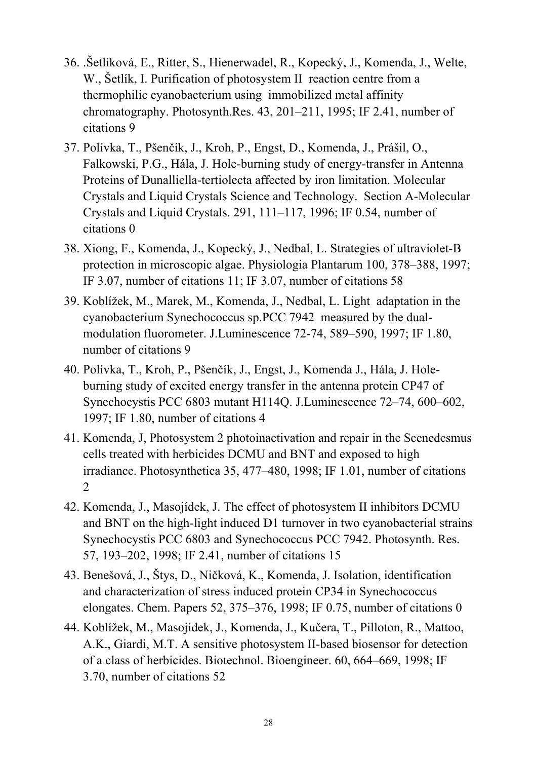36. .Šetlíková, E., Ritter, S., Hienerwadel, R., Kopecký, J., Komenda, J., Welte, W., Šetlík, I. Purification of photosystem II reaction centre from a thermophilic cyanobacterium using immobilized metal affinity chromatography. Photosynth.Res. 43, 201–211, 1995; IF 2.41, number of citations 9
37. Polívka, T., Pšenčík, J., Kroh, P., Engst, D., Komenda, J., Prášil, O., Falkowski, P.G., Hála, J. Hole-burning study of energy-transfer in Antenna Proteins of Dunalliella-tertiolecta affected by iron limitation. Molecular Crystals and Liquid Crystals Science and Technology. Section A-Molecular Crystals and Liquid Crystals. 291, 111–117, 1996; IF 0.54, number of citations 0
38. Xiong, F., Komenda, J., Kopecký, J., Nedbal, L. Strategies of ultraviolet-B protection in microscopic algae. Physiologia Plantarum 100, 378–388, 1997; IF 3.07, number of citations 11; IF 3.07, number of citations 58
39. Koblížek, M., Marek, M., Komenda, J., Nedbal, L. Light adaptation in the cyanobacterium Synechococcus sp.PCC 7942 measured by the dual-modulation fluorometer. J.Luminescence 72-74, 589–590, 1997; IF 1.80, number of citations 9
40. Polívka, T., Kroh, P., Pšenčík, J., Engst, J., Komenda J., Hála, J. Hole-burning study of excited energy transfer in the antenna protein CP47 of Synechocystis PCC 6803 mutant H114Q. J.Luminescence 72–74, 600–602, 1997; IF 1.80, number of citations 4
41. Komenda, J, Photosystem 2 photoinactivation and repair in the Scenedesmus cells treated with herbicides DCMU and BNT and exposed to high irradiance. Photosynthetica 35, 477–480, 1998; IF 1.01, number of citations 2
42. Komenda, J., Masojídek, J. The effect of photosystem II inhibitors DCMU and BNT on the high-light induced D1 turnover in two cyanobacterial strains Synechocystis PCC 6803 and Synechococcus PCC 7942. Photosynth. Res. 57, 193–202, 1998; IF 2.41, number of citations 15
43. Benešová, J., Štys, D., Ničková, K., Komenda, J. Isolation, identification and characterization of stress induced protein CP34 in Synechococcus elongates. Chem. Papers 52, 375–376, 1998; IF 0.75, number of citations 0
44. Koblížek, M., Masojídek, J., Komenda, J., Kučera, T., Pilloton, R., Mattoo, A.K., Giardi, M.T. A sensitive photosystem II-based biosensor for detection of a class of herbicides. Biotechnol. Bioengineer. 60, 664–669, 1998; IF 3.70, number of citations 52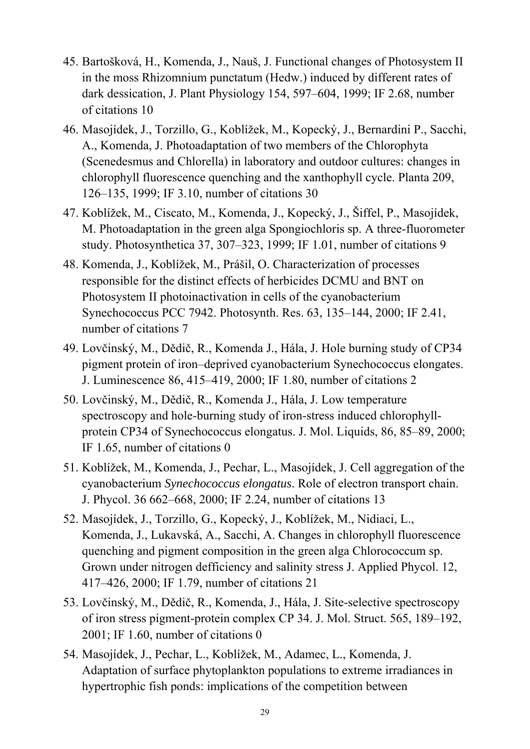45. Bartošková, H., Komenda, J., Nauš, J. Functional changes of Photosystem II in the moss Rhizomnium punctatum (Hedw.) induced by different rates of dark dessication, J. Plant Physiology 154, 597–604, 1999; IF 2.68, number of citations 10
46. Masojídek, J., Torzillo, G., Koblížek, M., Kopecký, J., Bernardini P., Sacchi, A., Komenda, J. Photoadaptation of two members of the Chlorophyta (Scenedesmus and Chlorella) in laboratory and outdoor cultures: changes in chlorophyll fluorescence quenching and the xanthophyll cycle. Planta 209, 126–135, 1999; IF 3.10, number of citations 30
47. Koblížek, M., Ciscato, M., Komenda, J., Kopecký, J., Šiffel, P., Masojídek, M. Photoadaptation in the green alga Spongiochloris sp. A three-fluorometer study. Photosynthetica 37, 307–323, 1999; IF 1.01, number of citations 9
48. Komenda, J., Koblížek, M., Prášil, O. Characterization of processes responsible for the distinct effects of herbicides DCMU and BNT on Photosystem II photoinactivation in cells of the cyanobacterium Synechococcus PCC 7942. Photosynth. Res. 63, 135–144, 2000; IF 2.41, number of citations 7
49. Lovčinský, M., Dědič, R., Komenda J., Hála, J. Hole burning study of CP34 pigment protein of iron–deprived cyanobacterium Synechococcus elongates. J. Luminescence 86, 415–419, 2000; IF 1.80, number of citations 2
50. Lovčinský, M., Dědič, R., Komenda J., Hála, J. Low temperature spectroscopy and hole-burning study of iron-stress induced chlorophyll-protein CP34 of Synechococcus elongatus. J. Mol. Liquids, 86, 85–89, 2000; IF 1.65, number of citations 0
51. Koblížek, M., Komenda, J., Pechar, L., Masojídek, J. Cell aggregation of the cyanobacterium *Synechococcus elongatus*. Role of electron transport chain. J. Phycol. 36 662–668, 2000; IF 2.24, number of citations 13
52. Masojídek, J., Torzillo, G., Kopecký, J., Koblížek, M., Nidiaci, L., Komenda, J., Lukavská, A., Sacchi, A. Changes in chlorophyll fluorescence quenching and pigment composition in the green alga Chlorococcum sp. Grown under nitrogen defficiency and salinity stress J. Applied Phycol. 12, 417–426, 2000; IF 1.79, number of citations 21
53. Lovčinský, M., Dědič, R., Komenda, J., Hála, J. Site-selective spectroscopy of iron stress pigment-protein complex CP 34. J. Mol. Struct. 565, 189–192, 2001; IF 1.60, number of citations 0
54. Masojídek, J., Pechar, L., Koblížek, M., Adamec, L., Komenda, J. Adaptation of surface phytoplankton populations to extreme irradiances in hypertrophic fish ponds: implications of the competition between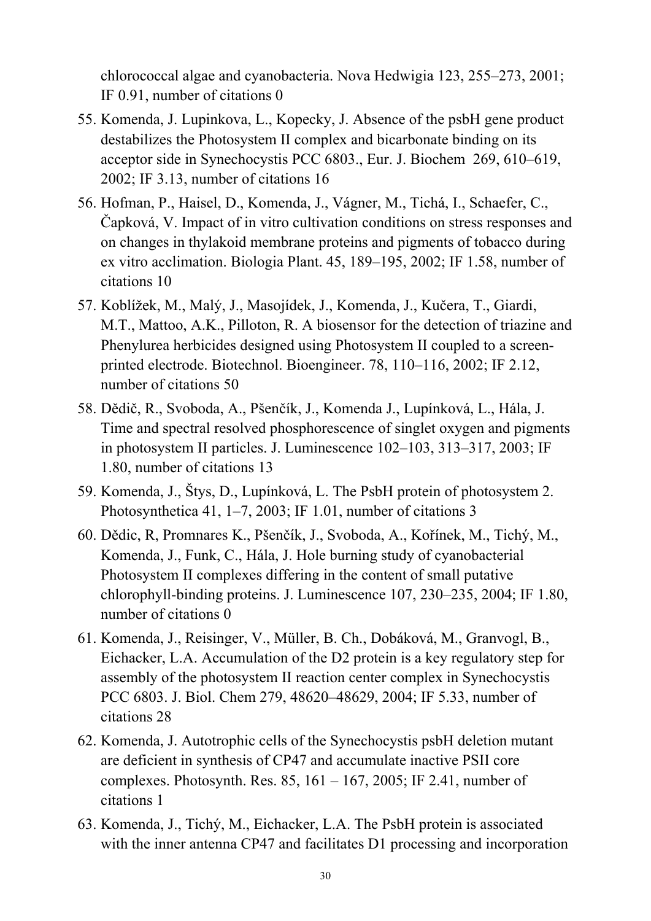chlorococcal algae and cyanobacteria. Nova Hedwigia 123, 255–273, 2001; IF 0.91, number of citations 0

55. Komenda, J. Lupinkova, L., Kopecky, J. Absence of the psbH gene product destabilizes the Photosystem II complex and bicarbonate binding on its acceptor side in Synechocystis PCC 6803., Eur. J. Biochem 269, 610–619, 2002; IF 3.13, number of citations 16
56. Hofman, P., Haisel, D., Komenda, J., Vágner, M., Tichá, I., Schaefer, C., Čapková, V. Impact of in vitro cultivation conditions on stress responses and on changes in thylakoid membrane proteins and pigments of tobacco during ex vitro acclimation. Biologia Plant. 45, 189–195, 2002; IF 1.58, number of citations 10
57. Koblížek, M., Malý, J., Masojídek, J., Komenda, J., Kučera, T., Giardi, M.T., Mattoo, A.K., Pilloton, R. A biosensor for the detection of triazine and Phenylurea herbicides designed using Photosystem II coupled to a screen-printed electrode. Biotechnol. Bioengineer. 78, 110–116, 2002; IF 2.12, number of citations 50
58. Dědič, R., Svoboda, A., Pšenčík, J., Komenda J., Lupínková, L., Hála, J. Time and spectral resolved phosphorescence of singlet oxygen and pigments in photosystem II particles. J. Luminescence 102–103, 313–317, 2003; IF 1.80, number of citations 13
59. Komenda, J., Štys, D., Lupínková, L. The PsbH protein of photosystem 2. Photosynthetica 41, 1–7, 2003; IF 1.01, number of citations 3
60. Dědic, R, Promnares K., Pšenčík, J., Svoboda, A., Kořínek, M., Tichý, M., Komenda, J., Funk, C., Hála, J. Hole burning study of cyanobacterial Photosystem II complexes differing in the content of small putative chlorophyll-binding proteins. J. Luminescence 107, 230–235, 2004; IF 1.80, number of citations 0
61. Komenda, J., Reisinger, V., Müller, B. Ch., Dobáková, M., Granvogl, B., Eichacker, L.A. Accumulation of the D2 protein is a key regulatory step for assembly of the photosystem II reaction center complex in Synechocystis PCC 6803. J. Biol. Chem 279, 48620–48629, 2004; IF 5.33, number of citations 28
62. Komenda, J. Autotrophic cells of the Synechocystis psbH deletion mutant are deficient in synthesis of CP47 and accumulate inactive PSII core complexes. Photosynth. Res. 85, 161 – 167, 2005; IF 2.41, number of citations 1
63. Komenda, J., Tichý, M., Eichacker, L.A. The PsbH protein is associated with the inner antenna CP47 and facilitates D1 processing and incorporation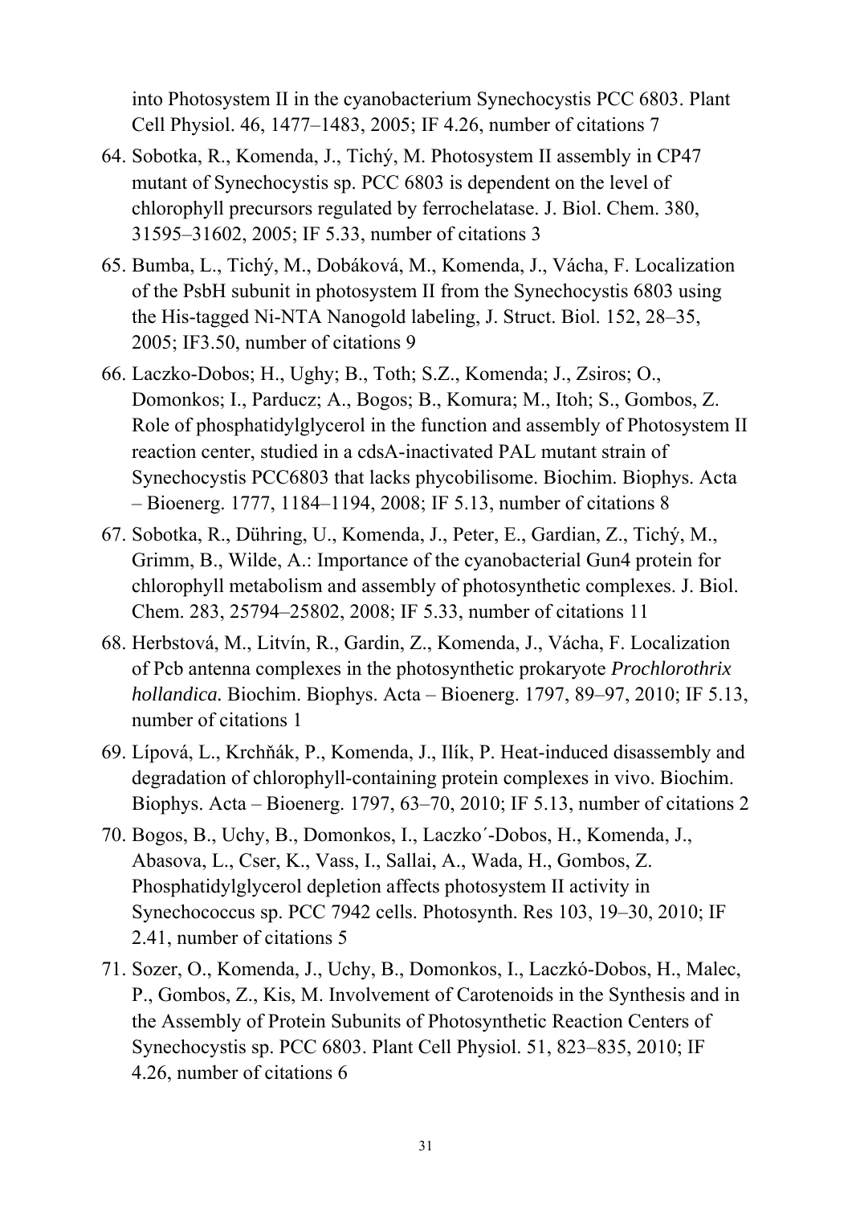into Photosystem II in the cyanobacterium Synechocystis PCC 6803. Plant Cell Physiol. 46, 1477–1483, 2005; IF 4.26, number of citations 7

64. Sobotka, R., Komenda, J., Tichý, M. Photosystem II assembly in CP47 mutant of Synechocystis sp. PCC 6803 is dependent on the level of chlorophyll precursors regulated by ferrochelatase. J. Biol. Chem. 380, 31595–31602, 2005; IF 5.33, number of citations 3
65. Bumba, L., Tichý, M., Dobáková, M., Komenda, J., Vácha, F. Localization of the PsbH subunit in photosystem II from the Synechocystis 6803 using the His-tagged Ni-NTA Nanogold labeling, J. Struct. Biol. 152, 28–35, 2005; IF3.50, number of citations 9
66. Laczko-Dobos; H., Ughy; B., Toth; S.Z., Komenda; J., Zsiros; O., Domonkos; I., Parducz; A., Bogos; B., Komura; M., Itoh; S., Gombos, Z. Role of phosphatidylglycerol in the function and assembly of Photosystem II reaction center, studied in a cdsA-inactivated PAL mutant strain of Synechocystis PCC6803 that lacks phycobilisome. Biochim. Biophys. Acta – Bioenerg. 1777, 1184–1194, 2008; IF 5.13, number of citations 8
67. Sobotka, R., Dühring, U., Komenda, J., Peter, E., Gardian, Z., Tichý, M., Grimm, B., Wilde, A.: Importance of the cyanobacterial Gun4 protein for chlorophyll metabolism and assembly of photosynthetic complexes. J. Biol. Chem. 283, 25794–25802, 2008; IF 5.33, number of citations 11
68. Herbstová, M., Litvín, R., Gardin, Z., Komenda, J., Vácha, F. Localization of Pcb antenna complexes in the photosynthetic prokaryote *Prochlorothrix hollandica.* Biochim. Biophys. Acta – Bioenerg. 1797, 89–97, 2010; IF 5.13, number of citations 1
69. Lípová, L., Krchňák, P., Komenda, J., Ilík, P. Heat-induced disassembly and degradation of chlorophyll-containing protein complexes in vivo. Biochim. Biophys. Acta – Bioenerg. 1797, 63–70, 2010; IF 5.13, number of citations 2
70. Bogos, B., Uchy, B., Domonkos, I., Laczko´-Dobos, H., Komenda, J., Abasova, L., Cser, K., Vass, I., Sallai, A., Wada, H., Gombos, Z. Phosphatidylglycerol depletion affects photosystem II activity in Synechococcus sp. PCC 7942 cells. Photosynth. Res 103, 19–30, 2010; IF 2.41, number of citations 5
71. Sozer, O., Komenda, J., Uchy, B., Domonkos, I., Laczkó-Dobos, H., Malec, P., Gombos, Z., Kis, M. Involvement of Carotenoids in the Synthesis and in the Assembly of Protein Subunits of Photosynthetic Reaction Centers of Synechocystis sp. PCC 6803. Plant Cell Physiol. 51, 823–835, 2010; IF 4.26, number of citations 6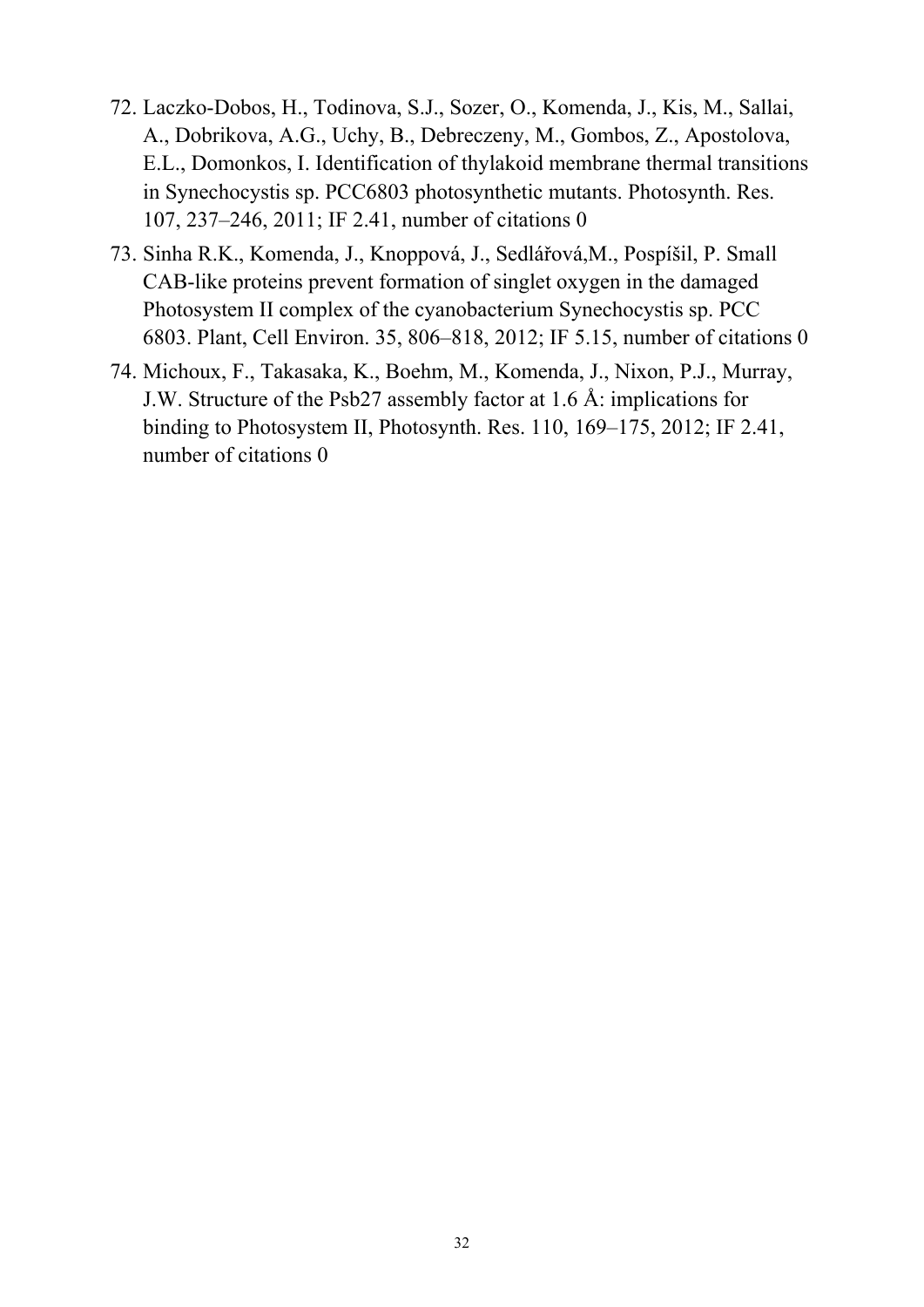72. Laczko-Dobos, H., Todinova, S.J., Sozer, O., Komenda, J., Kis, M., Sallai, A., Dobrikova, A.G., Uchy, B., Debreczeny, M., Gombos, Z., Apostolova, E.L., Domonkos, I. Identification of thylakoid membrane thermal transitions in Synechocystis sp. PCC6803 photosynthetic mutants. Photosynth. Res. 107, 237–246, 2011; IF 2.41, number of citations 0
73. Sinha R.K., Komenda, J., Knoppová, J., Sedlářová,M., Pospíšil, P. Small CAB-like proteins prevent formation of singlet oxygen in the damaged Photosystem II complex of the cyanobacterium Synechocystis sp. PCC 6803. Plant, Cell Environ. 35, 806–818, 2012; IF 5.15, number of citations 0
74. Michoux, F., Takasaka, K., Boehm, M., Komenda, J., Nixon, P.J., Murray, J.W. Structure of the Psb27 assembly factor at 1.6 Å: implications for binding to Photosystem II, Photosynth. Res. 110, 169–175, 2012; IF 2.41, number of citations 0